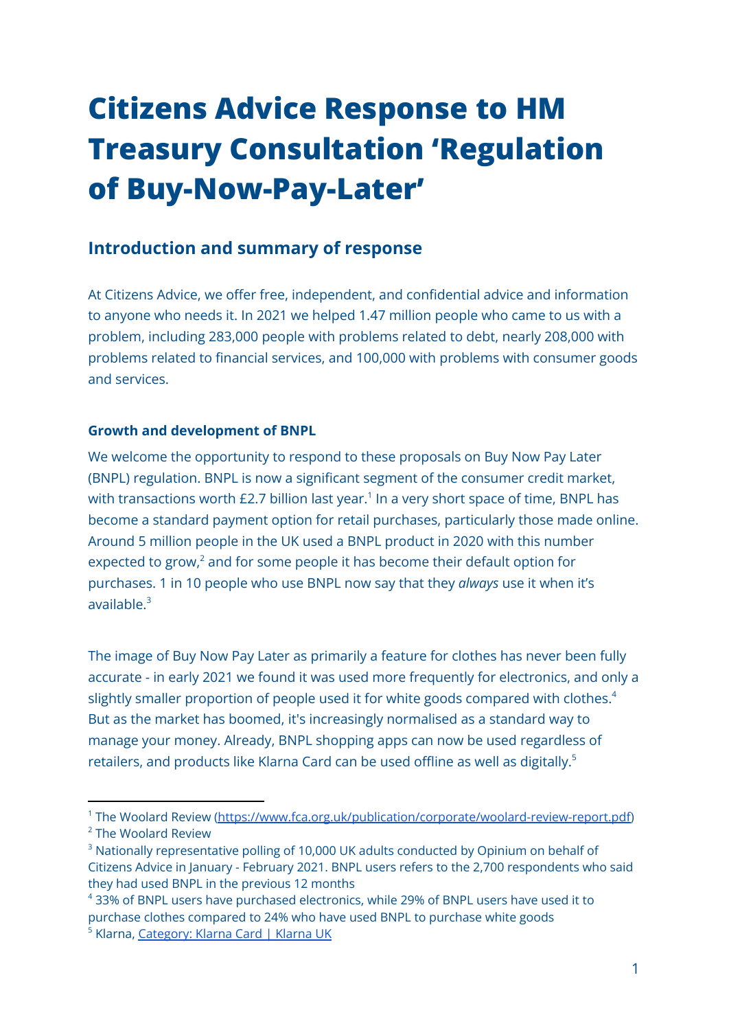# Citizens Advice Response to HM Treasury Consultation 'Regulation of Buy-Now-Pay-Later'

## Introduction and summary of response

At Citizens Advice, we offer free, independent, and confidential advice and information to anyone who needs it. In 2021 we helped 1.47 million people who came to us with a problem, including 283,000 people with problems related to debt, nearly 208,000 with problems related to financial services, and 100,000 with problems with consumer goods and services.

**Growth and development of BNPL**

We welcome the opportunity to respond to these proposals on Buy Now Pay Later (BNPL) regulation. BNPL is now a significant segment of the consumer credit market, with transactions worth £2.7 billion last year.[1] In a very short space of time, BNPL has become a standard payment option for retail purchases, particularly those made online. Around 5 million people in the UK used a BNPL product in 2020 with this number expected to grow,[2] and for some people it has become their default option for purchases. 1 in 10 people who use BNPL now say that they *always* use it when it's available.[3]

The image of Buy Now Pay Later as primarily a feature for clothes has never been fully accurate - in early 2021 we found it was used more frequently for electronics, and only a slightly smaller proportion of people used it for white goods compared with clothes.[4] But as the market has boomed, it's increasingly normalised as a standard way to manage your money. Already, BNPL shopping apps can now be used regardless of retailers, and products like Klarna Card can be used offline as well as digitally.[5]

---

[1] The Woolard Review (https://www.fca.org.uk/publication/corporate/woolard-review-report.pdf)

[2] The Woolard Review

[3] Nationally representative polling of 10,000 UK adults conducted by Opinium on behalf of Citizens Advice in January - February 2021. BNPL users refers to the 2,700 respondents who said they had used BNPL in the previous 12 months

[4] 33% of BNPL users have purchased electronics, while 29% of BNPL users have used it to purchase clothes compared to 24% who have used BNPL to purchase white goods

[5] Klarna, Category: Klarna Card | Klarna UK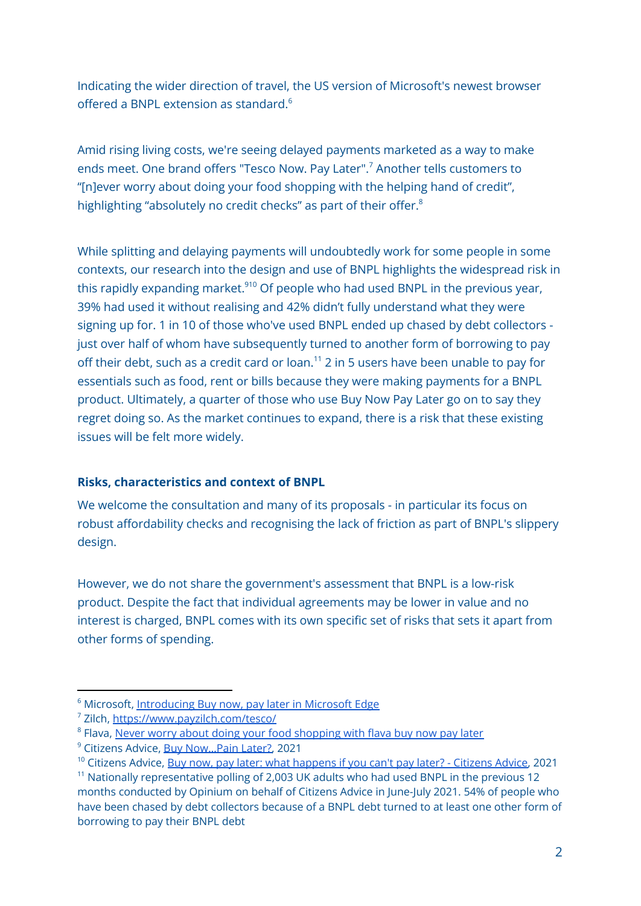Indicating the wider direction of travel, the US version of Microsoft's newest browser offered a BNPL extension as standard.[6]

Amid rising living costs, we're seeing delayed payments marketed as a way to make ends meet. One brand offers "Tesco Now. Pay Later".[7] Another tells customers to "[n]ever worry about doing your food shopping with the helping hand of credit", highlighting "absolutely no credit checks" as part of their offer.[8]

While splitting and delaying payments will undoubtedly work for some people in some contexts, our research into the design and use of BNPL highlights the widespread risk in this rapidly expanding market.[9][10] Of people who had used BNPL in the previous year, 39% had used it without realising and 42% didn't fully understand what they were signing up for. 1 in 10 of those who've used BNPL ended up chased by debt collectors - just over half of whom have subsequently turned to another form of borrowing to pay off their debt, such as a credit card or loan.[11] 2 in 5 users have been unable to pay for essentials such as food, rent or bills because they were making payments for a BNPL product. Ultimately, a quarter of those who use Buy Now Pay Later go on to say they regret doing so. As the market continues to expand, there is a risk that these existing issues will be felt more widely.

**Risks, characteristics and context of BNPL**

We welcome the consultation and many of its proposals - in particular its focus on robust affordability checks and recognising the lack of friction as part of BNPL's slippery design.

However, we do not share the government's assessment that BNPL is a low-risk product. Despite the fact that individual agreements may be lower in value and no interest is charged, BNPL comes with its own specific set of risks that sets it apart from other forms of spending.

---

[6] Microsoft, [Introducing Buy now, pay later in Microsoft Edge]

[7] Zilch, https://www.payzilch.com/tesco/

[8] Flava, [Never worry about doing your food shopping with flava buy now pay later]

[9] Citizens Advice, [Buy Now...Pain Later?], 2021

[10] Citizens Advice, [Buy now, pay later: what happens if you can't pay later? - Citizens Advice], 2021

[11] Nationally representative polling of 2,003 UK adults who had used BNPL in the previous 12 months conducted by Opinium on behalf of Citizens Advice in June-July 2021. 54% of people who have been chased by debt collectors because of a BNPL debt turned to at least one other form of borrowing to pay their BNPL debt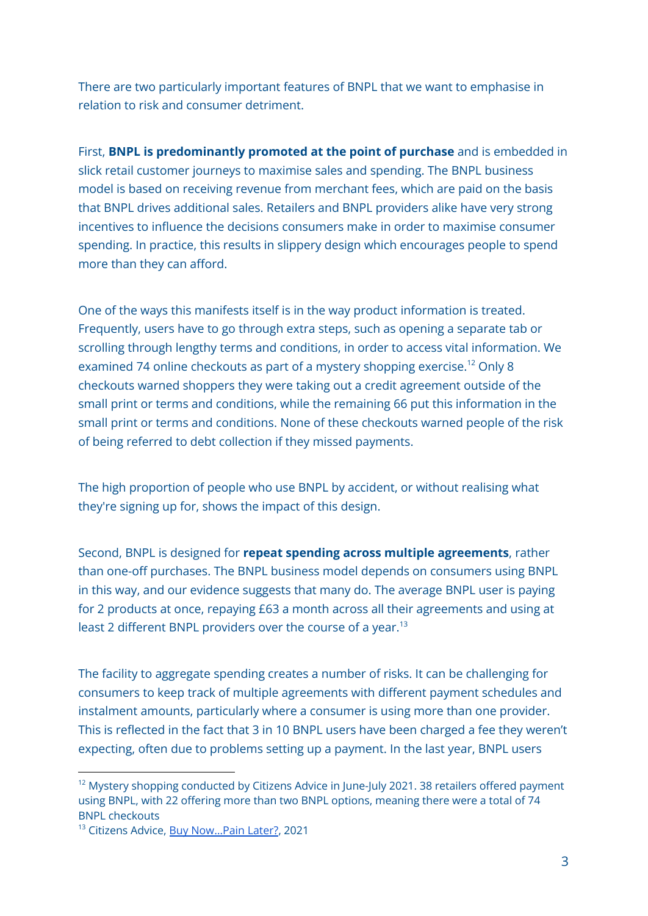There are two particularly important features of BNPL that we want to emphasise in relation to risk and consumer detriment.

First, **BNPL is predominantly promoted at the point of purchase** and is embedded in slick retail customer journeys to maximise sales and spending. The BNPL business model is based on receiving revenue from merchant fees, which are paid on the basis that BNPL drives additional sales. Retailers and BNPL providers alike have very strong incentives to influence the decisions consumers make in order to maximise consumer spending. In practice, this results in slippery design which encourages people to spend more than they can afford.

One of the ways this manifests itself is in the way product information is treated. Frequently, users have to go through extra steps, such as opening a separate tab or scrolling through lengthy terms and conditions, in order to access vital information. We examined 74 online checkouts as part of a mystery shopping exercise.[12] Only 8 checkouts warned shoppers they were taking out a credit agreement outside of the small print or terms and conditions, while the remaining 66 put this information in the small print or terms and conditions. None of these checkouts warned people of the risk of being referred to debt collection if they missed payments.

The high proportion of people who use BNPL by accident, or without realising what they're signing up for, shows the impact of this design.

Second, BNPL is designed for **repeat spending across multiple agreements**, rather than one-off purchases. The BNPL business model depends on consumers using BNPL in this way, and our evidence suggests that many do. The average BNPL user is paying for 2 products at once, repaying £63 a month across all their agreements and using at least 2 different BNPL providers over the course of a year.[13]

The facility to aggregate spending creates a number of risks. It can be challenging for consumers to keep track of multiple agreements with different payment schedules and instalment amounts, particularly where a consumer is using more than one provider. This is reflected in the fact that 3 in 10 BNPL users have been charged a fee they weren't expecting, often due to problems setting up a payment. In the last year, BNPL users

---

[12] Mystery shopping conducted by Citizens Advice in June-July 2021. 38 retailers offered payment using BNPL, with 22 offering more than two BNPL options, meaning there were a total of 74 BNPL checkouts

[13] Citizens Advice, Buy Now...Pain Later?, 2021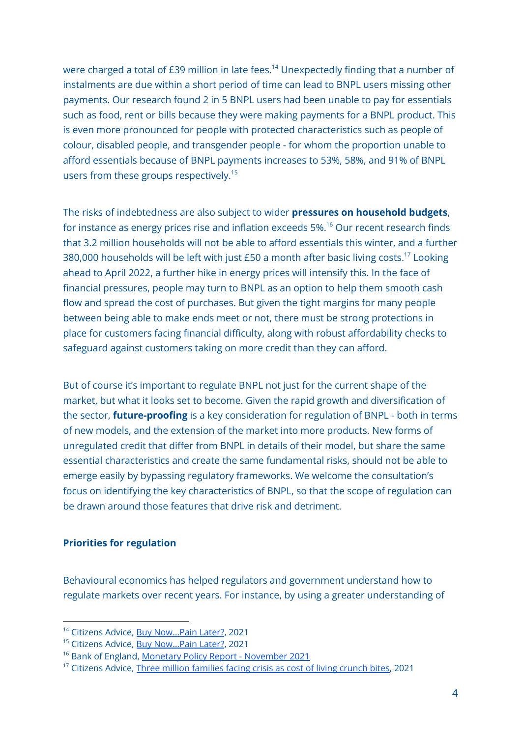were charged a total of £39 million in late fees.[14] Unexpectedly finding that a number of instalments are due within a short period of time can lead to BNPL users missing other payments. Our research found 2 in 5 BNPL users had been unable to pay for essentials such as food, rent or bills because they were making payments for a BNPL product. This is even more pronounced for people with protected characteristics such as people of colour, disabled people, and transgender people - for whom the proportion unable to afford essentials because of BNPL payments increases to 53%, 58%, and 91% of BNPL users from these groups respectively.[15]

The risks of indebtedness are also subject to wider **pressures on household budgets**, for instance as energy prices rise and inflation exceeds 5%.[16] Our recent research finds that 3.2 million households will not be able to afford essentials this winter, and a further 380,000 households will be left with just £50 a month after basic living costs.[17] Looking ahead to April 2022, a further hike in energy prices will intensify this. In the face of financial pressures, people may turn to BNPL as an option to help them smooth cash flow and spread the cost of purchases. But given the tight margins for many people between being able to make ends meet or not, there must be strong protections in place for customers facing financial difficulty, along with robust affordability checks to safeguard against customers taking on more credit than they can afford.

But of course it's important to regulate BNPL not just for the current shape of the market, but what it looks set to become. Given the rapid growth and diversification of the sector, **future-proofing** is a key consideration for regulation of BNPL - both in terms of new models, and the extension of the market into more products. New forms of unregulated credit that differ from BNPL in details of their model, but share the same essential characteristics and create the same fundamental risks, should not be able to emerge easily by bypassing regulatory frameworks. We welcome the consultation's focus on identifying the key characteristics of BNPL, so that the scope of regulation can be drawn around those features that drive risk and detriment.

**Priorities for regulation**

Behavioural economics has helped regulators and government understand how to regulate markets over recent years. For instance, by using a greater understanding of

---

[14] Citizens Advice, Buy Now...Pain Later?, 2021
[15] Citizens Advice, Buy Now...Pain Later?, 2021
[16] Bank of England, Monetary Policy Report - November 2021
[17] Citizens Advice, Three million families facing crisis as cost of living crunch bites, 2021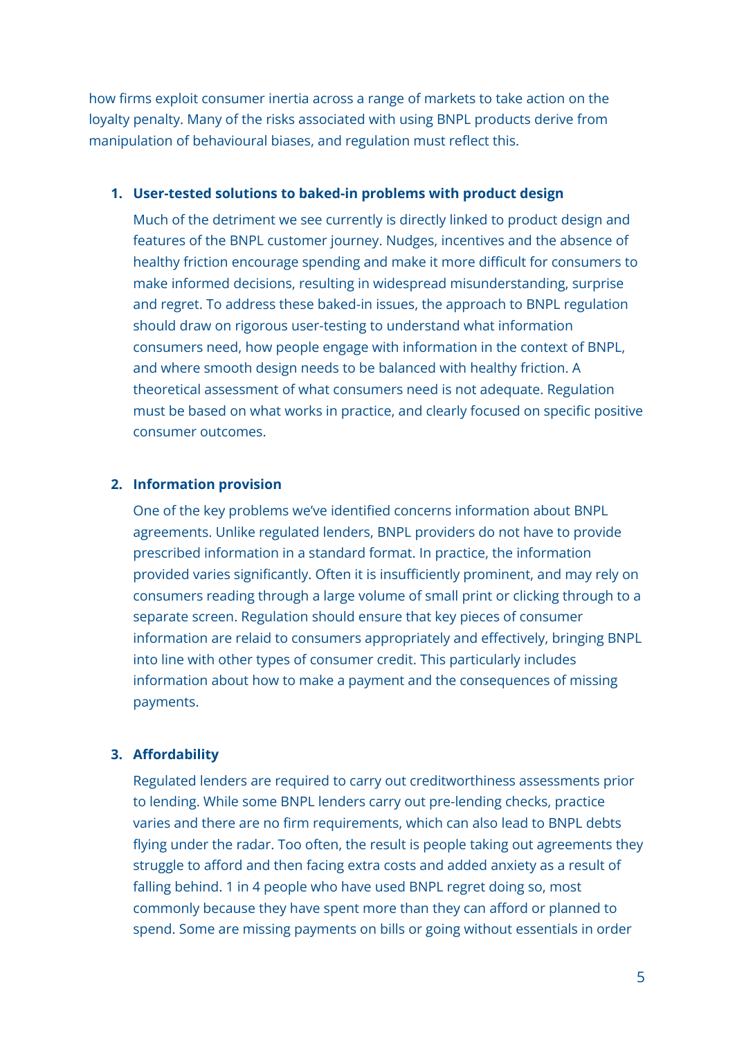how firms exploit consumer inertia across a range of markets to take action on the loyalty penalty. Many of the risks associated with using BNPL products derive from manipulation of behavioural biases, and regulation must reflect this.

1. **User-tested solutions to baked-in problems with product design**

   Much of the detriment we see currently is directly linked to product design and features of the BNPL customer journey. Nudges, incentives and the absence of healthy friction encourage spending and make it more difficult for consumers to make informed decisions, resulting in widespread misunderstanding, surprise and regret. To address these baked-in issues, the approach to BNPL regulation should draw on rigorous user-testing to understand what information consumers need, how people engage with information in the context of BNPL, and where smooth design needs to be balanced with healthy friction. A theoretical assessment of what consumers need is not adequate. Regulation must be based on what works in practice, and clearly focused on specific positive consumer outcomes.

2. **Information provision**

   One of the key problems we've identified concerns information about BNPL agreements. Unlike regulated lenders, BNPL providers do not have to provide prescribed information in a standard format. In practice, the information provided varies significantly. Often it is insufficiently prominent, and may rely on consumers reading through a large volume of small print or clicking through to a separate screen. Regulation should ensure that key pieces of consumer information are relaid to consumers appropriately and effectively, bringing BNPL into line with other types of consumer credit. This particularly includes information about how to make a payment and the consequences of missing payments.

3. **Affordability**

   Regulated lenders are required to carry out creditworthiness assessments prior to lending. While some BNPL lenders carry out pre-lending checks, practice varies and there are no firm requirements, which can also lead to BNPL debts flying under the radar. Too often, the result is people taking out agreements they struggle to afford and then facing extra costs and added anxiety as a result of falling behind. 1 in 4 people who have used BNPL regret doing so, most commonly because they have spent more than they can afford or planned to spend. Some are missing payments on bills or going without essentials in order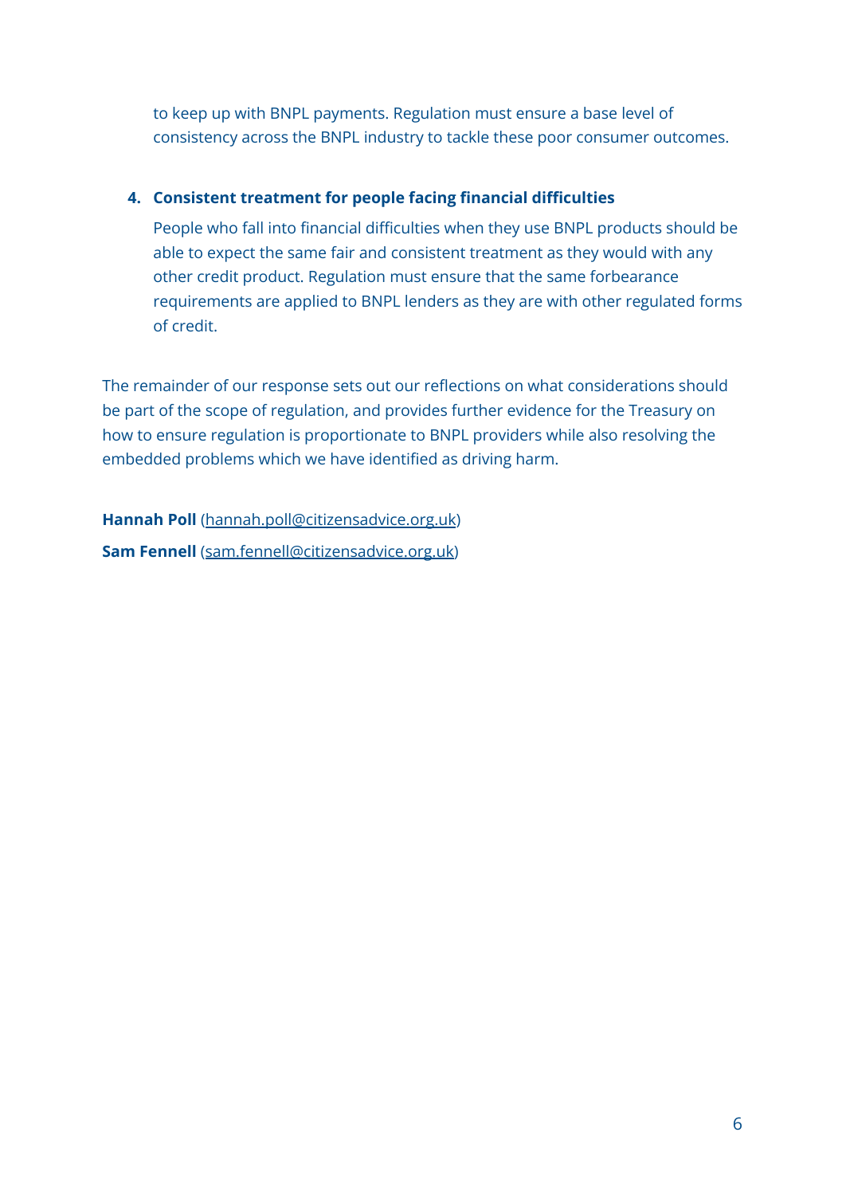to keep up with BNPL payments. Regulation must ensure a base level of consistency across the BNPL industry to tackle these poor consumer outcomes.

4. **Consistent treatment for people facing financial difficulties**

   People who fall into financial difficulties when they use BNPL products should be able to expect the same fair and consistent treatment as they would with any other credit product. Regulation must ensure that the same forbearance requirements are applied to BNPL lenders as they are with other regulated forms of credit.

The remainder of our response sets out our reflections on what considerations should be part of the scope of regulation, and provides further evidence for the Treasury on how to ensure regulation is proportionate to BNPL providers while also resolving the embedded problems which we have identified as driving harm.

**Hannah Poll** (hannah.poll@citizensadvice.org.uk)

**Sam Fennell** (sam.fennell@citizensadvice.org.uk)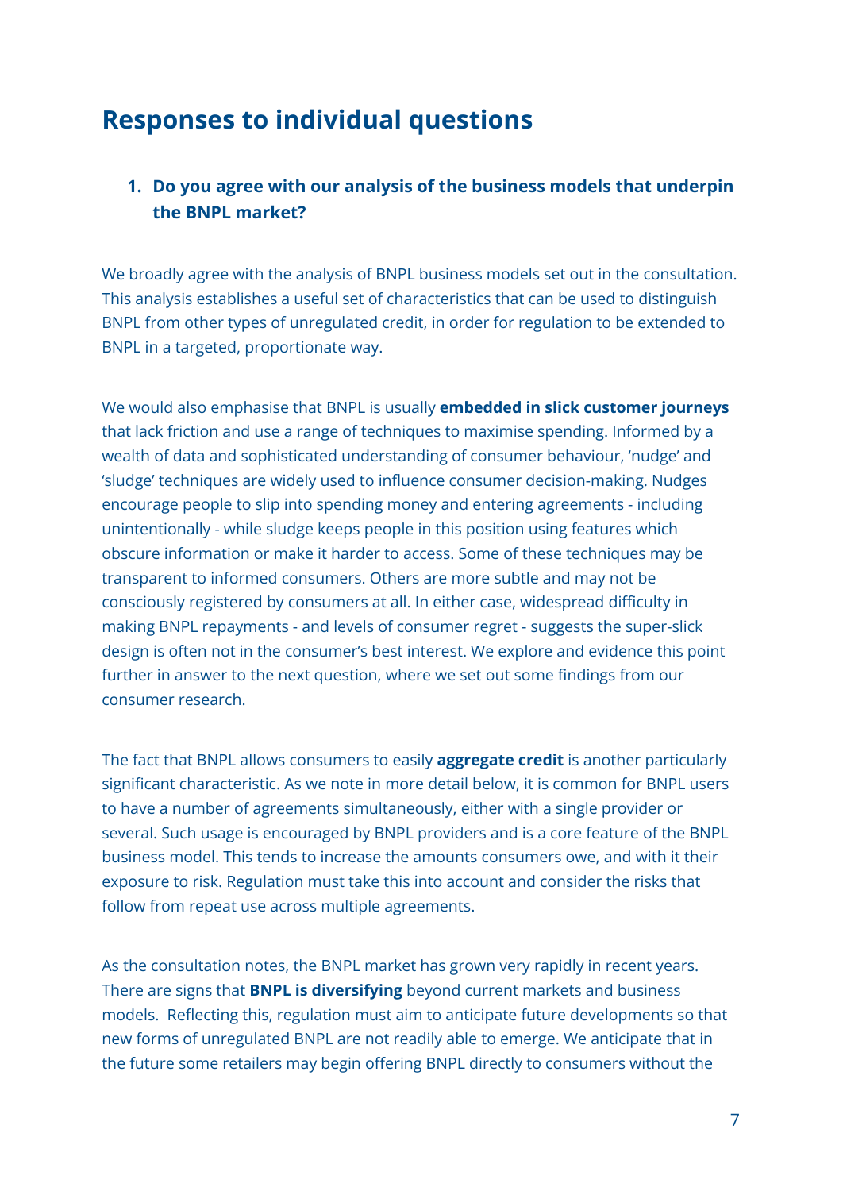## Responses to individual questions

1. **Do you agree with our analysis of the business models that underpin the BNPL market?**

We broadly agree with the analysis of BNPL business models set out in the consultation. This analysis establishes a useful set of characteristics that can be used to distinguish BNPL from other types of unregulated credit, in order for regulation to be extended to BNPL in a targeted, proportionate way.

We would also emphasise that BNPL is usually **embedded in slick customer journeys** that lack friction and use a range of techniques to maximise spending. Informed by a wealth of data and sophisticated understanding of consumer behaviour, 'nudge' and 'sludge' techniques are widely used to influence consumer decision-making. Nudges encourage people to slip into spending money and entering agreements - including unintentionally - while sludge keeps people in this position using features which obscure information or make it harder to access. Some of these techniques may be transparent to informed consumers. Others are more subtle and may not be consciously registered by consumers at all. In either case, widespread difficulty in making BNPL repayments - and levels of consumer regret - suggests the super-slick design is often not in the consumer's best interest. We explore and evidence this point further in answer to the next question, where we set out some findings from our consumer research.

The fact that BNPL allows consumers to easily **aggregate credit** is another particularly significant characteristic. As we note in more detail below, it is common for BNPL users to have a number of agreements simultaneously, either with a single provider or several. Such usage is encouraged by BNPL providers and is a core feature of the BNPL business model. This tends to increase the amounts consumers owe, and with it their exposure to risk. Regulation must take this into account and consider the risks that follow from repeat use across multiple agreements.

As the consultation notes, the BNPL market has grown very rapidly in recent years. There are signs that **BNPL is diversifying** beyond current markets and business models. Reflecting this, regulation must aim to anticipate future developments so that new forms of unregulated BNPL are not readily able to emerge. We anticipate that in the future some retailers may begin offering BNPL directly to consumers without the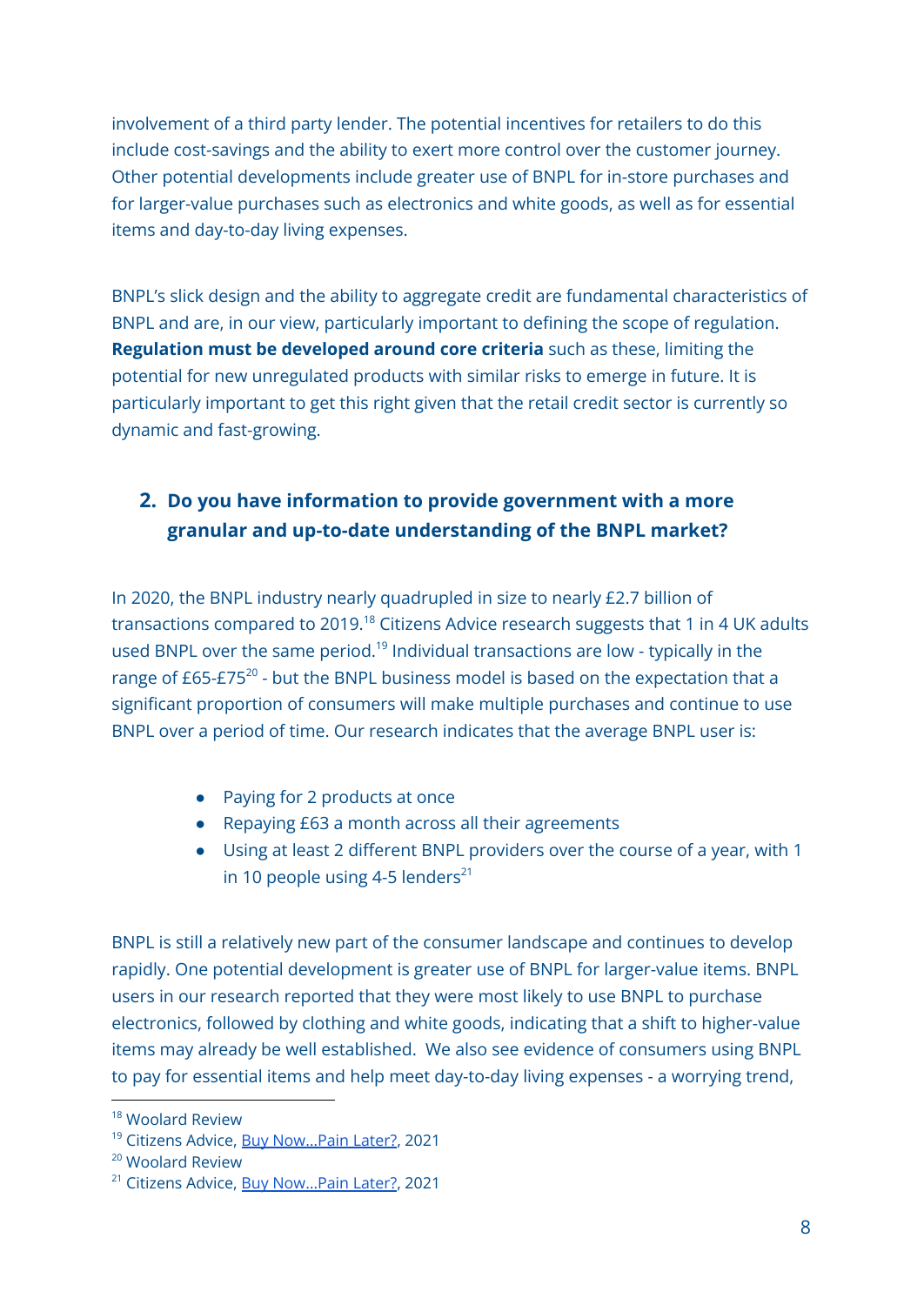involvement of a third party lender. The potential incentives for retailers to do this include cost-savings and the ability to exert more control over the customer journey. Other potential developments include greater use of BNPL for in-store purchases and for larger-value purchases such as electronics and white goods, as well as for essential items and day-to-day living expenses.

BNPL's slick design and the ability to aggregate credit are fundamental characteristics of BNPL and are, in our view, particularly important to defining the scope of regulation. **Regulation must be developed around core criteria** such as these, limiting the potential for new unregulated products with similar risks to emerge in future. It is particularly important to get this right given that the retail credit sector is currently so dynamic and fast-growing.

## 2. Do you have information to provide government with a more granular and up-to-date understanding of the BNPL market?

In 2020, the BNPL industry nearly quadrupled in size to nearly £2.7 billion of transactions compared to 2019.[18] Citizens Advice research suggests that 1 in 4 UK adults used BNPL over the same period.[19] Individual transactions are low - typically in the range of £65-£75[20] - but the BNPL business model is based on the expectation that a significant proportion of consumers will make multiple purchases and continue to use BNPL over a period of time. Our research indicates that the average BNPL user is:

- Paying for 2 products at once
- Repaying £63 a month across all their agreements
- Using at least 2 different BNPL providers over the course of a year, with 1 in 10 people using 4-5 lenders[21]

BNPL is still a relatively new part of the consumer landscape and continues to develop rapidly. One potential development is greater use of BNPL for larger-value items. BNPL users in our research reported that they were most likely to use BNPL to purchase electronics, followed by clothing and white goods, indicating that a shift to higher-value items may already be well established. We also see evidence of consumers using BNPL to pay for essential items and help meet day-to-day living expenses - a worrying trend,

[18] Woolard Review
[19] Citizens Advice, Buy Now...Pain Later?, 2021
[20] Woolard Review
[21] Citizens Advice, Buy Now...Pain Later?, 2021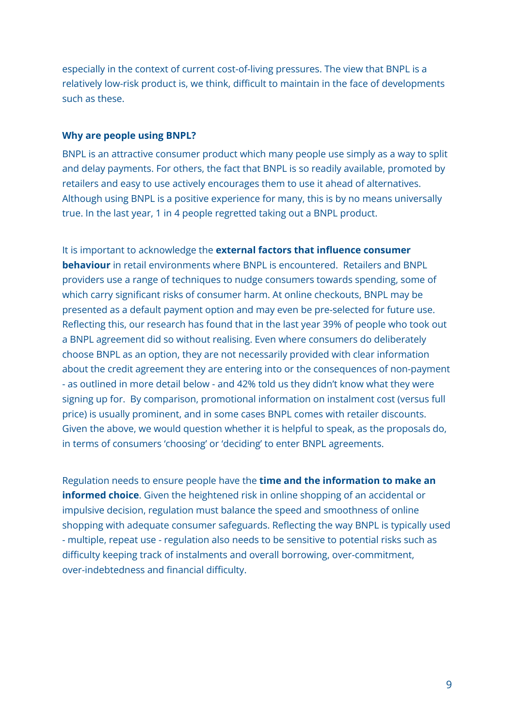especially in the context of current cost-of-living pressures. The view that BNPL is a relatively low-risk product is, we think, difficult to maintain in the face of developments such as these.

### Why are people using BNPL?

BNPL is an attractive consumer product which many people use simply as a way to split and delay payments. For others, the fact that BNPL is so readily available, promoted by retailers and easy to use actively encourages them to use it ahead of alternatives. Although using BNPL is a positive experience for many, this is by no means universally true. In the last year, 1 in 4 people regretted taking out a BNPL product.

It is important to acknowledge the **external factors that influence consumer behaviour** in retail environments where BNPL is encountered. Retailers and BNPL providers use a range of techniques to nudge consumers towards spending, some of which carry significant risks of consumer harm. At online checkouts, BNPL may be presented as a default payment option and may even be pre-selected for future use. Reflecting this, our research has found that in the last year 39% of people who took out a BNPL agreement did so without realising. Even where consumers do deliberately choose BNPL as an option, they are not necessarily provided with clear information about the credit agreement they are entering into or the consequences of non-payment - as outlined in more detail below - and 42% told us they didn't know what they were signing up for. By comparison, promotional information on instalment cost (versus full price) is usually prominent, and in some cases BNPL comes with retailer discounts. Given the above, we would question whether it is helpful to speak, as the proposals do, in terms of consumers 'choosing' or 'deciding' to enter BNPL agreements.

Regulation needs to ensure people have the **time and the information to make an informed choice**. Given the heightened risk in online shopping of an accidental or impulsive decision, regulation must balance the speed and smoothness of online shopping with adequate consumer safeguards. Reflecting the way BNPL is typically used - multiple, repeat use - regulation also needs to be sensitive to potential risks such as difficulty keeping track of instalments and overall borrowing, over-commitment, over-indebtedness and financial difficulty.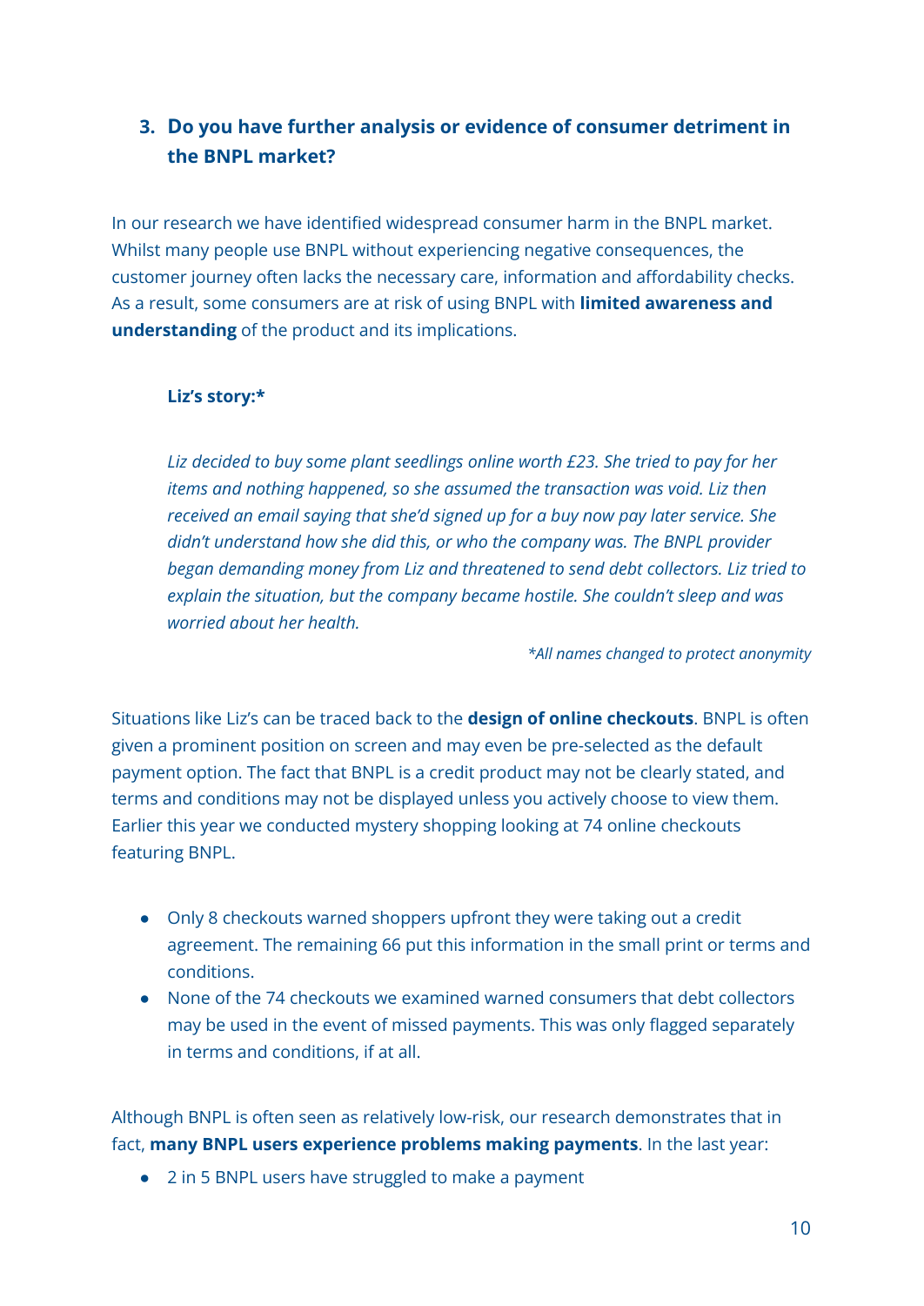### 3. Do you have further analysis or evidence of consumer detriment in the BNPL market?

In our research we have identified widespread consumer harm in the BNPL market. Whilst many people use BNPL without experiencing negative consequences, the customer journey often lacks the necessary care, information and affordability checks. As a result, some consumers are at risk of using BNPL with **limited awareness and understanding** of the product and its implications.

> **Liz's story:***
>
> *Liz decided to buy some plant seedlings online worth £23. She tried to pay for her items and nothing happened, so she assumed the transaction was void. Liz then received an email saying that she'd signed up for a buy now pay later service. She didn't understand how she did this, or who the company was. The BNPL provider began demanding money from Liz and threatened to send debt collectors. Liz tried to explain the situation, but the company became hostile. She couldn't sleep and was worried about her health.*
>
> **All names changed to protect anonymity*

Situations like Liz's can be traced back to the **design of online checkouts**. BNPL is often given a prominent position on screen and may even be pre-selected as the default payment option. The fact that BNPL is a credit product may not be clearly stated, and terms and conditions may not be displayed unless you actively choose to view them. Earlier this year we conducted mystery shopping looking at 74 online checkouts featuring BNPL.

- Only 8 checkouts warned shoppers upfront they were taking out a credit agreement. The remaining 66 put this information in the small print or terms and conditions.
- None of the 74 checkouts we examined warned consumers that debt collectors may be used in the event of missed payments. This was only flagged separately in terms and conditions, if at all.

Although BNPL is often seen as relatively low-risk, our research demonstrates that in fact, **many BNPL users experience problems making payments**. In the last year:

- 2 in 5 BNPL users have struggled to make a payment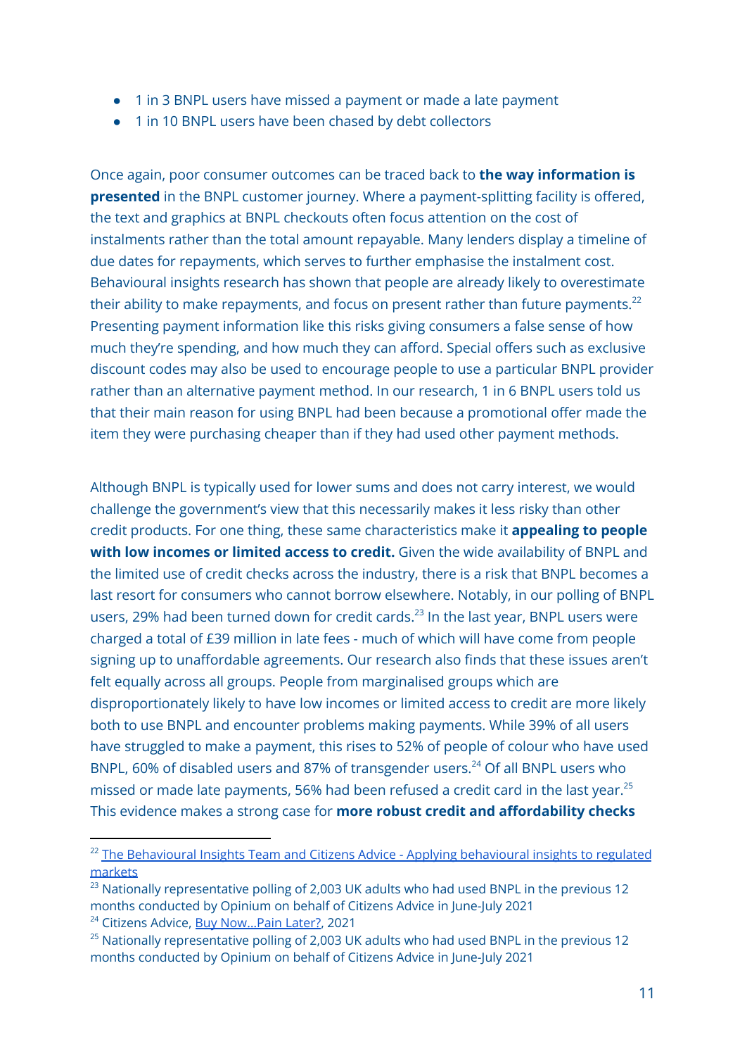- 1 in 3 BNPL users have missed a payment or made a late payment
- 1 in 10 BNPL users have been chased by debt collectors

Once again, poor consumer outcomes can be traced back to **the way information is presented** in the BNPL customer journey. Where a payment-splitting facility is offered, the text and graphics at BNPL checkouts often focus attention on the cost of instalments rather than the total amount repayable. Many lenders display a timeline of due dates for repayments, which serves to further emphasise the instalment cost. Behavioural insights research has shown that people are already likely to overestimate their ability to make repayments, and focus on present rather than future payments.[22] Presenting payment information like this risks giving consumers a false sense of how much they're spending, and how much they can afford. Special offers such as exclusive discount codes may also be used to encourage people to use a particular BNPL provider rather than an alternative payment method. In our research, 1 in 6 BNPL users told us that their main reason for using BNPL had been because a promotional offer made the item they were purchasing cheaper than if they had used other payment methods.

Although BNPL is typically used for lower sums and does not carry interest, we would challenge the government's view that this necessarily makes it less risky than other credit products. For one thing, these same characteristics make it **appealing to people with low incomes or limited access to credit.** Given the wide availability of BNPL and the limited use of credit checks across the industry, there is a risk that BNPL becomes a last resort for consumers who cannot borrow elsewhere. Notably, in our polling of BNPL users, 29% had been turned down for credit cards.[23] In the last year, BNPL users were charged a total of £39 million in late fees - much of which will have come from people signing up to unaffordable agreements. Our research also finds that these issues aren't felt equally across all groups. People from marginalised groups which are disproportionately likely to have low incomes or limited access to credit are more likely both to use BNPL and encounter problems making payments. While 39% of all users have struggled to make a payment, this rises to 52% of people of colour who have used BNPL, 60% of disabled users and 87% of transgender users.[24] Of all BNPL users who missed or made late payments, 56% had been refused a credit card in the last year.[25] This evidence makes a strong case for **more robust credit and affordability checks**

---

[22] The Behavioural Insights Team and Citizens Advice - Applying behavioural insights to regulated markets

[23] Nationally representative polling of 2,003 UK adults who had used BNPL in the previous 12 months conducted by Opinium on behalf of Citizens Advice in June-July 2021

[24] Citizens Advice, Buy Now...Pain Later?, 2021

[25] Nationally representative polling of 2,003 UK adults who had used BNPL in the previous 12 months conducted by Opinium on behalf of Citizens Advice in June-July 2021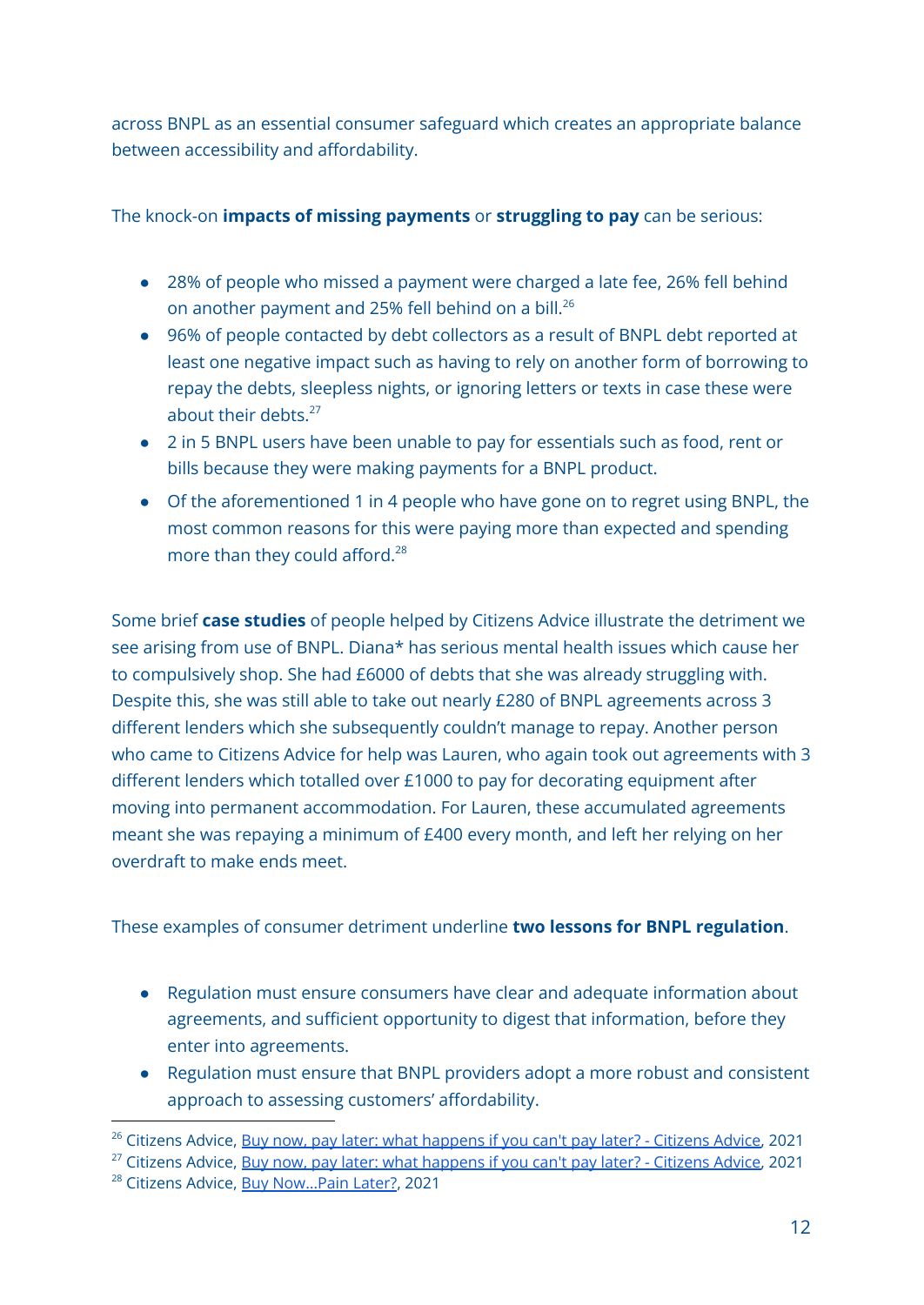across BNPL as an essential consumer safeguard which creates an appropriate balance between accessibility and affordability.

The knock-on **impacts of missing payments** or **struggling to pay** can be serious:

- 28% of people who missed a payment were charged a late fee, 26% fell behind on another payment and 25% fell behind on a bill.[26]
- 96% of people contacted by debt collectors as a result of BNPL debt reported at least one negative impact such as having to rely on another form of borrowing to repay the debts, sleepless nights, or ignoring letters or texts in case these were about their debts.[27]
- 2 in 5 BNPL users have been unable to pay for essentials such as food, rent or bills because they were making payments for a BNPL product.
- Of the aforementioned 1 in 4 people who have gone on to regret using BNPL, the most common reasons for this were paying more than expected and spending more than they could afford.[28]

Some brief **case studies** of people helped by Citizens Advice illustrate the detriment we see arising from use of BNPL. Diana* has serious mental health issues which cause her to compulsively shop. She had £6000 of debts that she was already struggling with. Despite this, she was still able to take out nearly £280 of BNPL agreements across 3 different lenders which she subsequently couldn't manage to repay. Another person who came to Citizens Advice for help was Lauren, who again took out agreements with 3 different lenders which totalled over £1000 to pay for decorating equipment after moving into permanent accommodation. For Lauren, these accumulated agreements meant she was repaying a minimum of £400 every month, and left her relying on her overdraft to make ends meet.

These examples of consumer detriment underline **two lessons for BNPL regulation**.

- Regulation must ensure consumers have clear and adequate information about agreements, and sufficient opportunity to digest that information, before they enter into agreements.
- Regulation must ensure that BNPL providers adopt a more robust and consistent approach to assessing customers' affordability.

---

[26] Citizens Advice, Buy now, pay later: what happens if you can't pay later? - Citizens Advice, 2021

[27] Citizens Advice, Buy now, pay later: what happens if you can't pay later? - Citizens Advice, 2021

[28] Citizens Advice, Buy Now...Pain Later?, 2021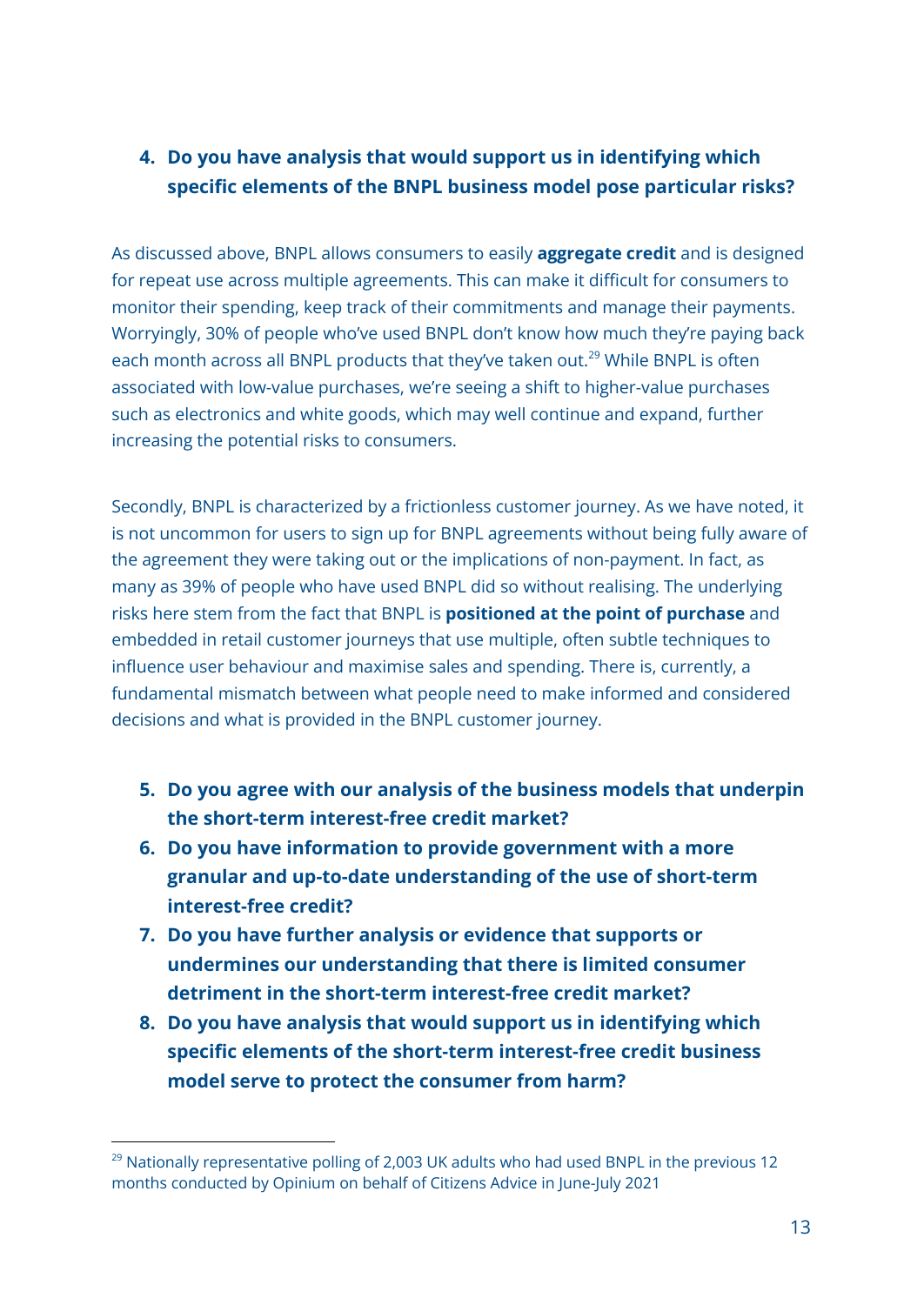4. **Do you have analysis that would support us in identifying which specific elements of the BNPL business model pose particular risks?**

As discussed above, BNPL allows consumers to easily **aggregate credit** and is designed for repeat use across multiple agreements. This can make it difficult for consumers to monitor their spending, keep track of their commitments and manage their payments. Worryingly, 30% of people who've used BNPL don't know how much they're paying back each month across all BNPL products that they've taken out.[29] While BNPL is often associated with low-value purchases, we're seeing a shift to higher-value purchases such as electronics and white goods, which may well continue and expand, further increasing the potential risks to consumers.

Secondly, BNPL is characterized by a frictionless customer journey. As we have noted, it is not uncommon for users to sign up for BNPL agreements without being fully aware of the agreement they were taking out or the implications of non-payment. In fact, as many as 39% of people who have used BNPL did so without realising. The underlying risks here stem from the fact that BNPL is **positioned at the point of purchase** and embedded in retail customer journeys that use multiple, often subtle techniques to influence user behaviour and maximise sales and spending. There is, currently, a fundamental mismatch between what people need to make informed and considered decisions and what is provided in the BNPL customer journey.

5. **Do you agree with our analysis of the business models that underpin the short-term interest-free credit market?**
6. **Do you have information to provide government with a more granular and up-to-date understanding of the use of short-term interest-free credit?**
7. **Do you have further analysis or evidence that supports or undermines our understanding that there is limited consumer detriment in the short-term interest-free credit market?**
8. **Do you have analysis that would support us in identifying which specific elements of the short-term interest-free credit business model serve to protect the consumer from harm?**

---

[29] Nationally representative polling of 2,003 UK adults who had used BNPL in the previous 12 months conducted by Opinium on behalf of Citizens Advice in June-July 2021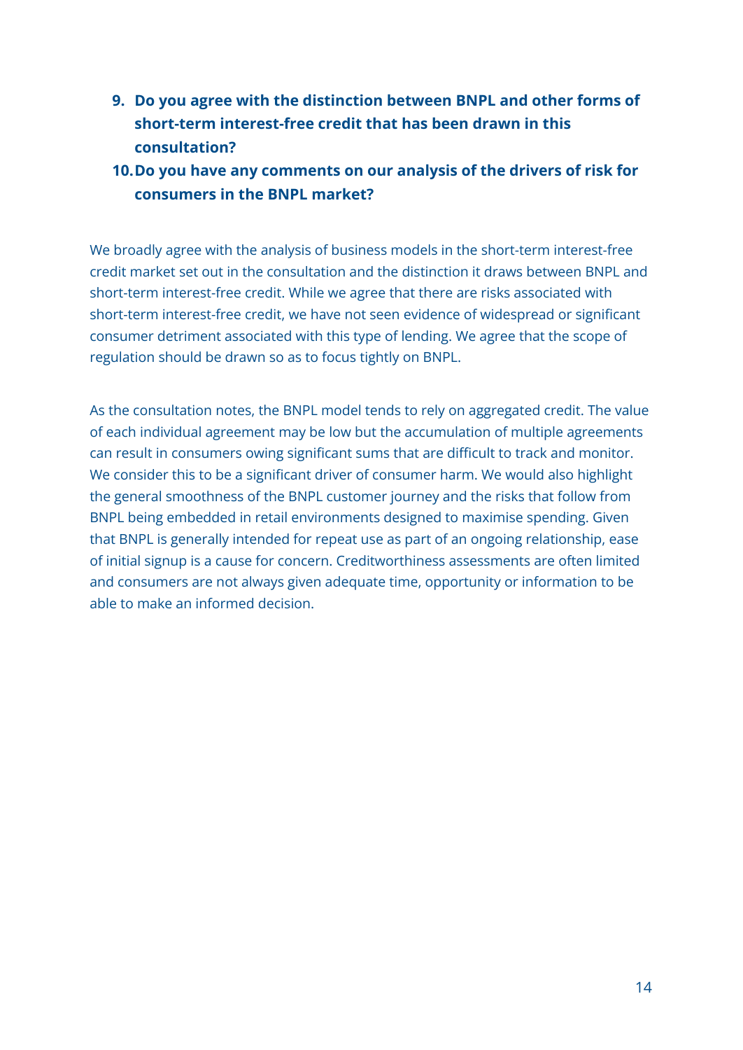9. **Do you agree with the distinction between BNPL and other forms of short-term interest-free credit that has been drawn in this consultation?**
10. **Do you have any comments on our analysis of the drivers of risk for consumers in the BNPL market?**

We broadly agree with the analysis of business models in the short-term interest-free credit market set out in the consultation and the distinction it draws between BNPL and short-term interest-free credit. While we agree that there are risks associated with short-term interest-free credit, we have not seen evidence of widespread or significant consumer detriment associated with this type of lending. We agree that the scope of regulation should be drawn so as to focus tightly on BNPL.

As the consultation notes, the BNPL model tends to rely on aggregated credit. The value of each individual agreement may be low but the accumulation of multiple agreements can result in consumers owing significant sums that are difficult to track and monitor. We consider this to be a significant driver of consumer harm. We would also highlight the general smoothness of the BNPL customer journey and the risks that follow from BNPL being embedded in retail environments designed to maximise spending. Given that BNPL is generally intended for repeat use as part of an ongoing relationship, ease of initial signup is a cause for concern. Creditworthiness assessments are often limited and consumers are not always given adequate time, opportunity or information to be able to make an informed decision.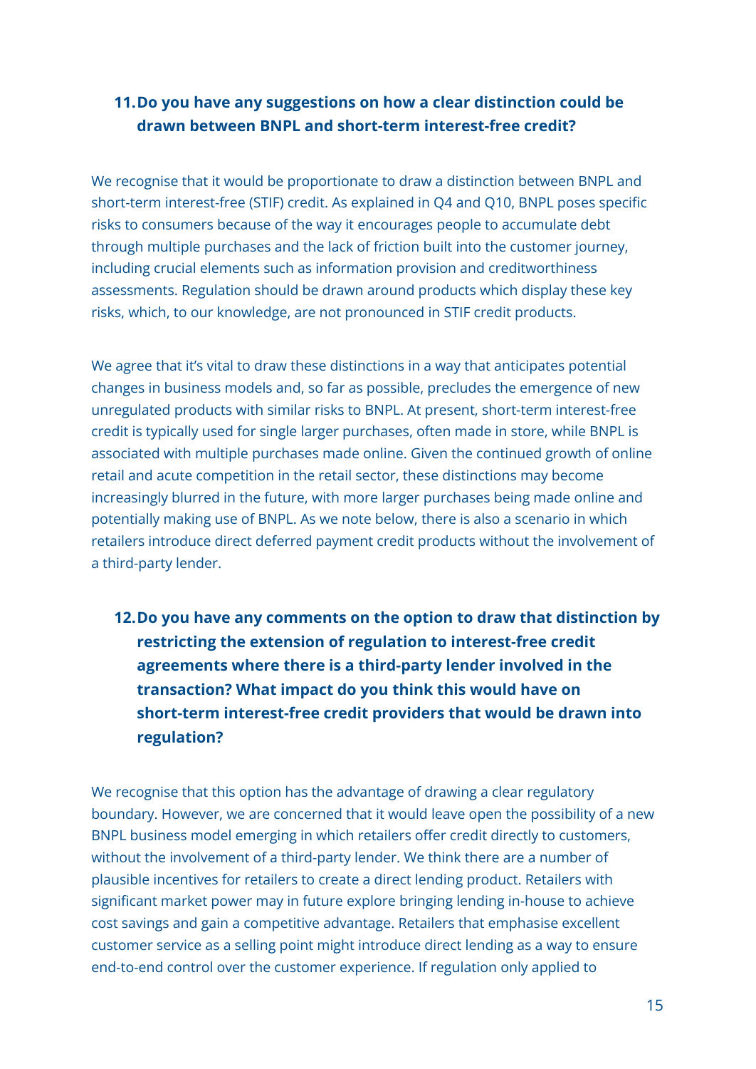### 11. Do you have any suggestions on how a clear distinction could be drawn between BNPL and short-term interest-free credit?

We recognise that it would be proportionate to draw a distinction between BNPL and short-term interest-free (STIF) credit. As explained in Q4 and Q10, BNPL poses specific risks to consumers because of the way it encourages people to accumulate debt through multiple purchases and the lack of friction built into the customer journey, including crucial elements such as information provision and creditworthiness assessments. Regulation should be drawn around products which display these key risks, which, to our knowledge, are not pronounced in STIF credit products.

We agree that it's vital to draw these distinctions in a way that anticipates potential changes in business models and, so far as possible, precludes the emergence of new unregulated products with similar risks to BNPL. At present, short-term interest-free credit is typically used for single larger purchases, often made in store, while BNPL is associated with multiple purchases made online. Given the continued growth of online retail and acute competition in the retail sector, these distinctions may become increasingly blurred in the future, with more larger purchases being made online and potentially making use of BNPL. As we note below, there is also a scenario in which retailers introduce direct deferred payment credit products without the involvement of a third-party lender.

### 12. Do you have any comments on the option to draw that distinction by restricting the extension of regulation to interest-free credit agreements where there is a third-party lender involved in the transaction? What impact do you think this would have on short-term interest-free credit providers that would be drawn into regulation?

We recognise that this option has the advantage of drawing a clear regulatory boundary. However, we are concerned that it would leave open the possibility of a new BNPL business model emerging in which retailers offer credit directly to customers, without the involvement of a third-party lender. We think there are a number of plausible incentives for retailers to create a direct lending product. Retailers with significant market power may in future explore bringing lending in-house to achieve cost savings and gain a competitive advantage. Retailers that emphasise excellent customer service as a selling point might introduce direct lending as a way to ensure end-to-end control over the customer experience. If regulation only applied to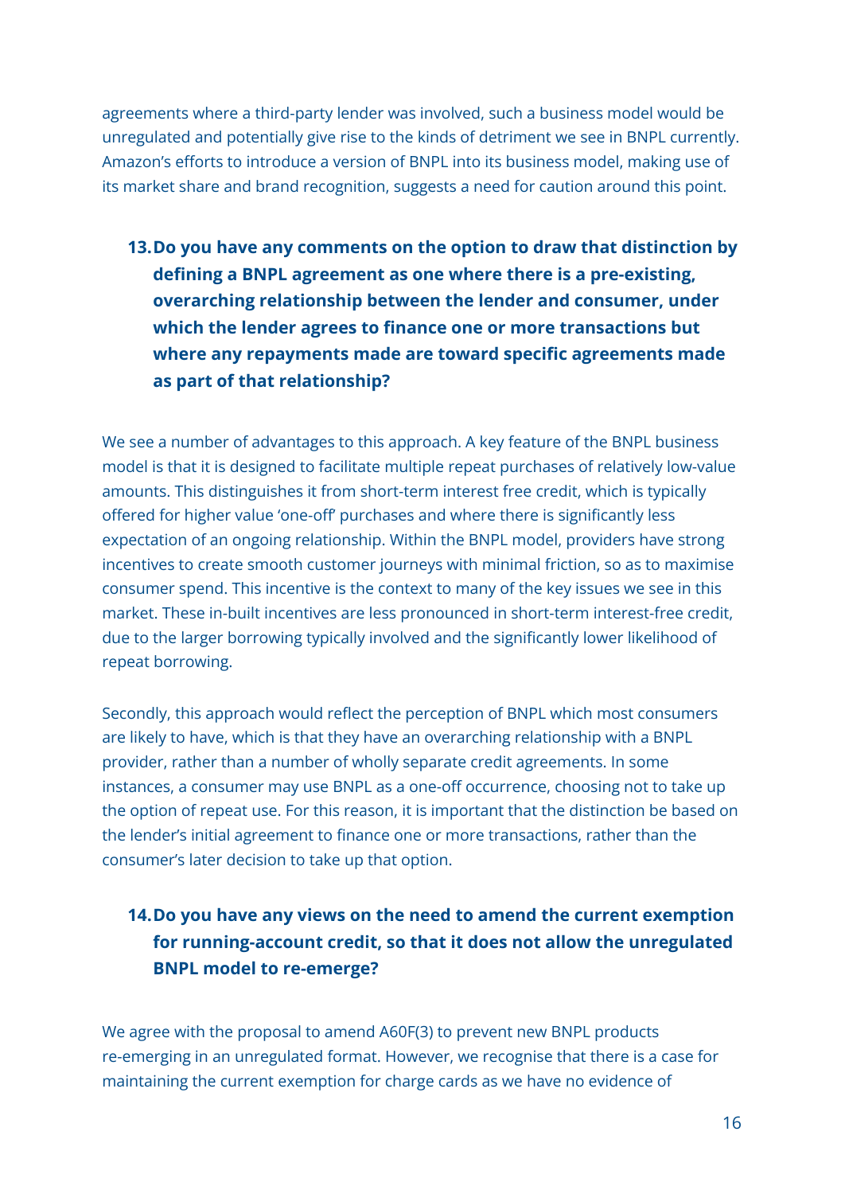agreements where a third-party lender was involved, such a business model would be unregulated and potentially give rise to the kinds of detriment we see in BNPL currently. Amazon's efforts to introduce a version of BNPL into its business model, making use of its market share and brand recognition, suggests a need for caution around this point.

### 13. Do you have any comments on the option to draw that distinction by defining a BNPL agreement as one where there is a pre-existing, overarching relationship between the lender and consumer, under which the lender agrees to finance one or more transactions but where any repayments made are toward specific agreements made as part of that relationship?

We see a number of advantages to this approach. A key feature of the BNPL business model is that it is designed to facilitate multiple repeat purchases of relatively low-value amounts. This distinguishes it from short-term interest free credit, which is typically offered for higher value 'one-off' purchases and where there is significantly less expectation of an ongoing relationship. Within the BNPL model, providers have strong incentives to create smooth customer journeys with minimal friction, so as to maximise consumer spend. This incentive is the context to many of the key issues we see in this market. These in-built incentives are less pronounced in short-term interest-free credit, due to the larger borrowing typically involved and the significantly lower likelihood of repeat borrowing.

Secondly, this approach would reflect the perception of BNPL which most consumers are likely to have, which is that they have an overarching relationship with a BNPL provider, rather than a number of wholly separate credit agreements. In some instances, a consumer may use BNPL as a one-off occurrence, choosing not to take up the option of repeat use. For this reason, it is important that the distinction be based on the lender's initial agreement to finance one or more transactions, rather than the consumer's later decision to take up that option.

### 14. Do you have any views on the need to amend the current exemption for running-account credit, so that it does not allow the unregulated BNPL model to re-emerge?

We agree with the proposal to amend A60F(3) to prevent new BNPL products re-emerging in an unregulated format. However, we recognise that there is a case for maintaining the current exemption for charge cards as we have no evidence of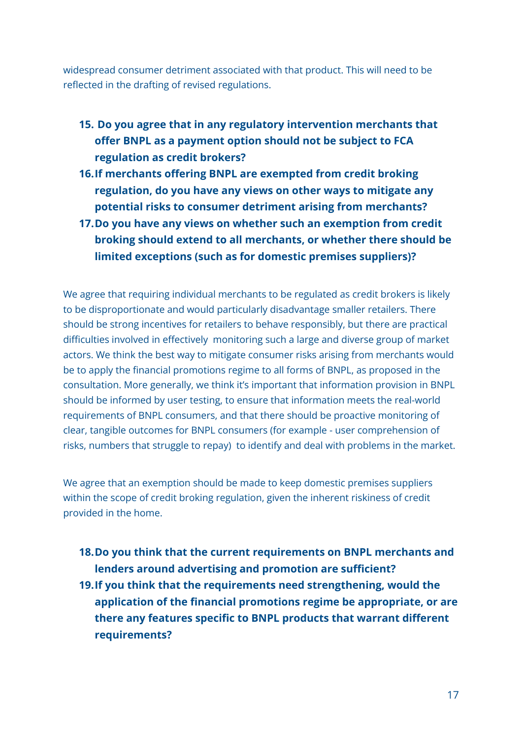widespread consumer detriment associated with that product. This will need to be reflected in the drafting of revised regulations.

15. **Do you agree that in any regulatory intervention merchants that offer BNPL as a payment option should not be subject to FCA regulation as credit brokers?**
16. **If merchants offering BNPL are exempted from credit broking regulation, do you have any views on other ways to mitigate any potential risks to consumer detriment arising from merchants?**
17. **Do you have any views on whether such an exemption from credit broking should extend to all merchants, or whether there should be limited exceptions (such as for domestic premises suppliers)?**

We agree that requiring individual merchants to be regulated as credit brokers is likely to be disproportionate and would particularly disadvantage smaller retailers. There should be strong incentives for retailers to behave responsibly, but there are practical difficulties involved in effectively monitoring such a large and diverse group of market actors. We think the best way to mitigate consumer risks arising from merchants would be to apply the financial promotions regime to all forms of BNPL, as proposed in the consultation. More generally, we think it's important that information provision in BNPL should be informed by user testing, to ensure that information meets the real-world requirements of BNPL consumers, and that there should be proactive monitoring of clear, tangible outcomes for BNPL consumers (for example - user comprehension of risks, numbers that struggle to repay) to identify and deal with problems in the market.

We agree that an exemption should be made to keep domestic premises suppliers within the scope of credit broking regulation, given the inherent riskiness of credit provided in the home.

18. **Do you think that the current requirements on BNPL merchants and lenders around advertising and promotion are sufficient?**
19. **If you think that the requirements need strengthening, would the application of the financial promotions regime be appropriate, or are there any features specific to BNPL products that warrant different requirements?**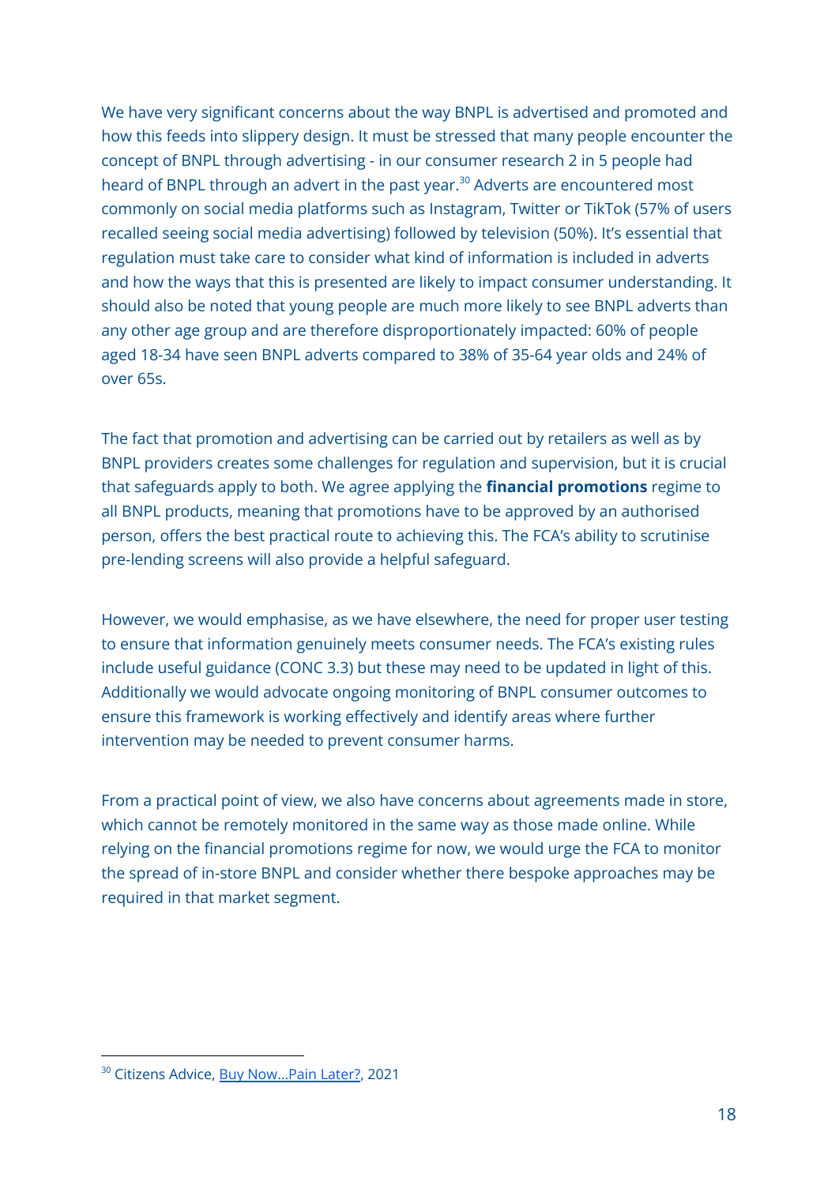We have very significant concerns about the way BNPL is advertised and promoted and how this feeds into slippery design. It must be stressed that many people encounter the concept of BNPL through advertising - in our consumer research 2 in 5 people had heard of BNPL through an advert in the past year.[30] Adverts are encountered most commonly on social media platforms such as Instagram, Twitter or TikTok (57% of users recalled seeing social media advertising) followed by television (50%). It's essential that regulation must take care to consider what kind of information is included in adverts and how the ways that this is presented are likely to impact consumer understanding. It should also be noted that young people are much more likely to see BNPL adverts than any other age group and are therefore disproportionately impacted: 60% of people aged 18-34 have seen BNPL adverts compared to 38% of 35-64 year olds and 24% of over 65s.

The fact that promotion and advertising can be carried out by retailers as well as by BNPL providers creates some challenges for regulation and supervision, but it is crucial that safeguards apply to both. We agree applying the **financial promotions** regime to all BNPL products, meaning that promotions have to be approved by an authorised person, offers the best practical route to achieving this. The FCA's ability to scrutinise pre-lending screens will also provide a helpful safeguard.

However, we would emphasise, as we have elsewhere, the need for proper user testing to ensure that information genuinely meets consumer needs. The FCA's existing rules include useful guidance (CONC 3.3) but these may need to be updated in light of this. Additionally we would advocate ongoing monitoring of BNPL consumer outcomes to ensure this framework is working effectively and identify areas where further intervention may be needed to prevent consumer harms.

From a practical point of view, we also have concerns about agreements made in store, which cannot be remotely monitored in the same way as those made online. While relying on the financial promotions regime for now, we would urge the FCA to monitor the spread of in-store BNPL and consider whether there bespoke approaches may be required in that market segment.

---

[30] Citizens Advice, Buy Now...Pain Later?, 2021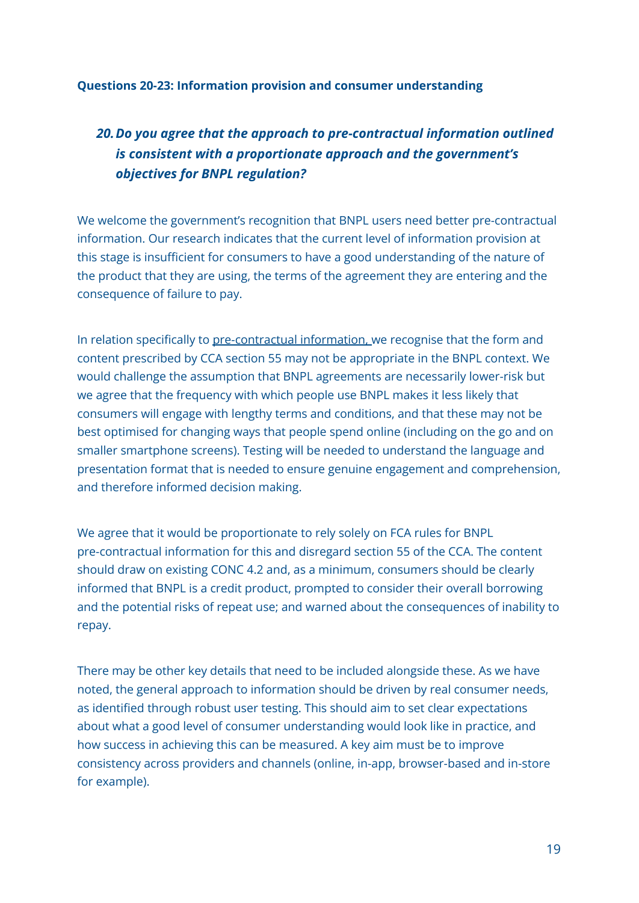**Questions 20-23: Information provision and consumer understanding**

***20. Do you agree that the approach to pre-contractual information outlined is consistent with a proportionate approach and the government's objectives for BNPL regulation?***

We welcome the government's recognition that BNPL users need better pre-contractual information. Our research indicates that the current level of information provision at this stage is insufficient for consumers to have a good understanding of the nature of the product that they are using, the terms of the agreement they are entering and the consequence of failure to pay.

In relation specifically to pre-contractual information, we recognise that the form and content prescribed by CCA section 55 may not be appropriate in the BNPL context. We would challenge the assumption that BNPL agreements are necessarily lower-risk but we agree that the frequency with which people use BNPL makes it less likely that consumers will engage with lengthy terms and conditions, and that these may not be best optimised for changing ways that people spend online (including on the go and on smaller smartphone screens). Testing will be needed to understand the language and presentation format that is needed to ensure genuine engagement and comprehension, and therefore informed decision making.

We agree that it would be proportionate to rely solely on FCA rules for BNPL pre-contractual information for this and disregard section 55 of the CCA. The content should draw on existing CONC 4.2 and, as a minimum, consumers should be clearly informed that BNPL is a credit product, prompted to consider their overall borrowing and the potential risks of repeat use; and warned about the consequences of inability to repay.

There may be other key details that need to be included alongside these. As we have noted, the general approach to information should be driven by real consumer needs, as identified through robust user testing. This should aim to set clear expectations about what a good level of consumer understanding would look like in practice, and how success in achieving this can be measured. A key aim must be to improve consistency across providers and channels (online, in-app, browser-based and in-store for example).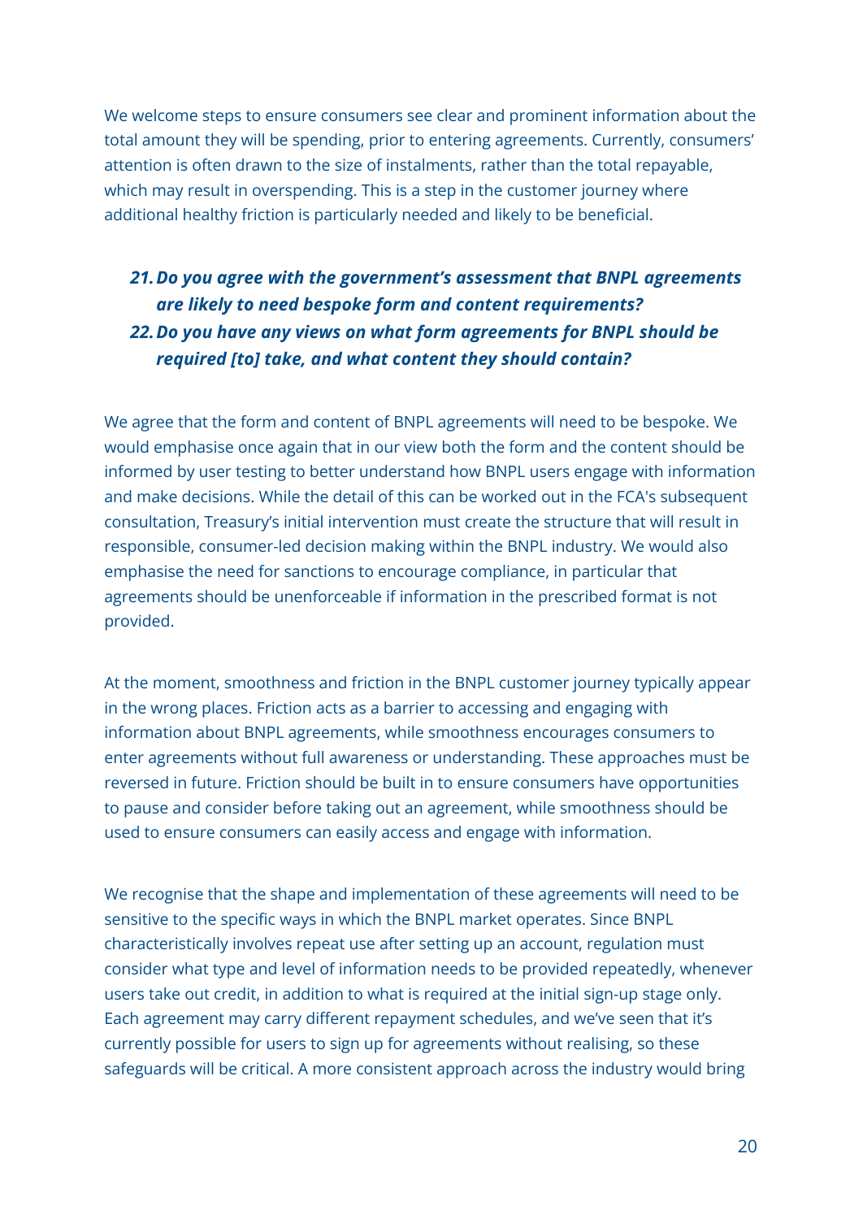We welcome steps to ensure consumers see clear and prominent information about the total amount they will be spending, prior to entering agreements. Currently, consumers' attention is often drawn to the size of instalments, rather than the total repayable, which may result in overspending. This is a step in the customer journey where additional healthy friction is particularly needed and likely to be beneficial.

21. ***Do you agree with the government's assessment that BNPL agreements are likely to need bespoke form and content requirements?***
22. ***Do you have any views on what form agreements for BNPL should be required [to] take, and what content they should contain?***

We agree that the form and content of BNPL agreements will need to be bespoke. We would emphasise once again that in our view both the form and the content should be informed by user testing to better understand how BNPL users engage with information and make decisions. While the detail of this can be worked out in the FCA's subsequent consultation, Treasury's initial intervention must create the structure that will result in responsible, consumer-led decision making within the BNPL industry. We would also emphasise the need for sanctions to encourage compliance, in particular that agreements should be unenforceable if information in the prescribed format is not provided.

At the moment, smoothness and friction in the BNPL customer journey typically appear in the wrong places. Friction acts as a barrier to accessing and engaging with information about BNPL agreements, while smoothness encourages consumers to enter agreements without full awareness or understanding. These approaches must be reversed in future. Friction should be built in to ensure consumers have opportunities to pause and consider before taking out an agreement, while smoothness should be used to ensure consumers can easily access and engage with information.

We recognise that the shape and implementation of these agreements will need to be sensitive to the specific ways in which the BNPL market operates. Since BNPL characteristically involves repeat use after setting up an account, regulation must consider what type and level of information needs to be provided repeatedly, whenever users take out credit, in addition to what is required at the initial sign-up stage only. Each agreement may carry different repayment schedules, and we've seen that it's currently possible for users to sign up for agreements without realising, so these safeguards will be critical. A more consistent approach across the industry would bring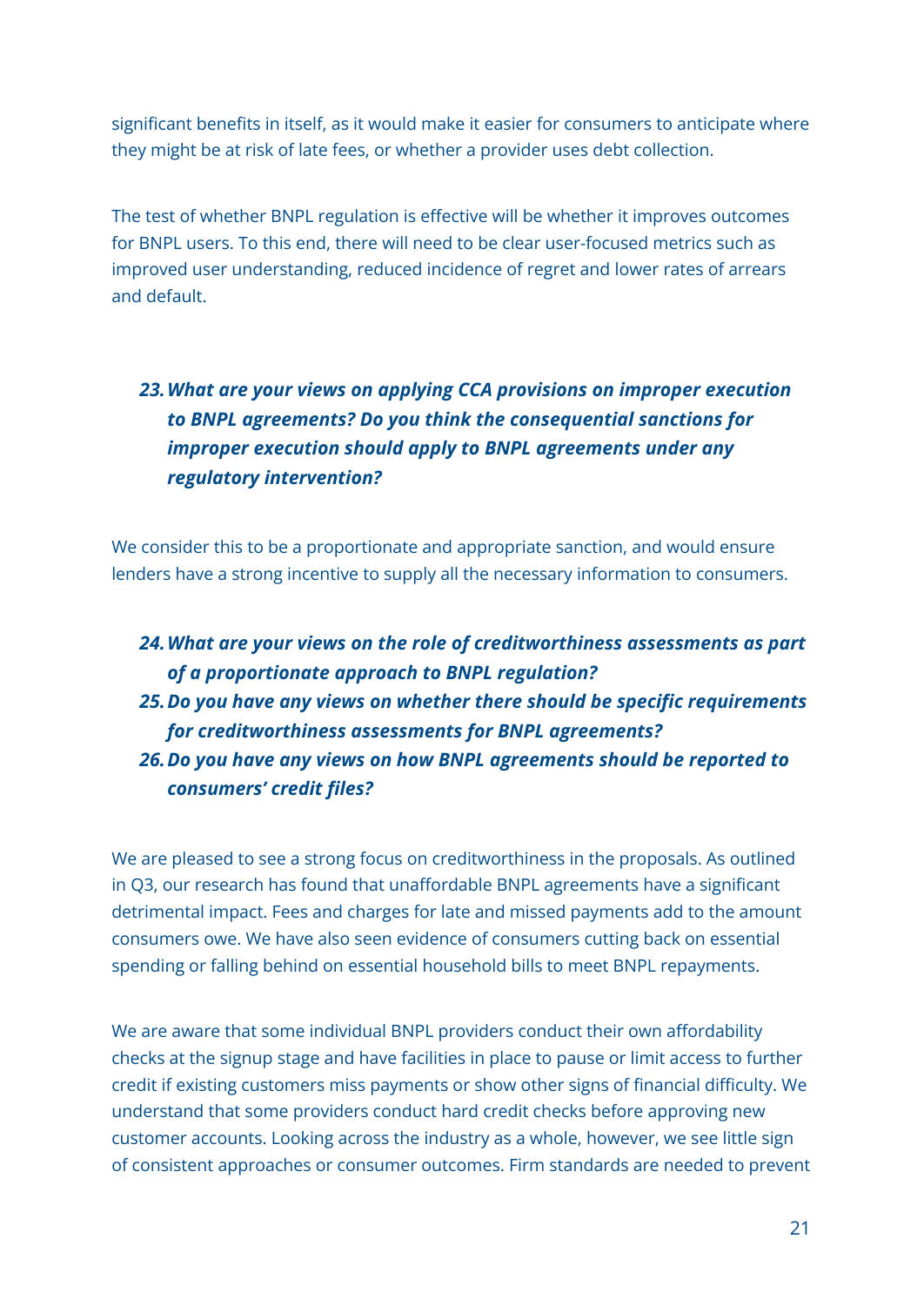significant benefits in itself, as it would make it easier for consumers to anticipate where they might be at risk of late fees, or whether a provider uses debt collection.

The test of whether BNPL regulation is effective will be whether it improves outcomes for BNPL users. To this end, there will need to be clear user-focused metrics such as improved user understanding, reduced incidence of regret and lower rates of arrears and default.

23. ***What are your views on applying CCA provisions on improper execution to BNPL agreements? Do you think the consequential sanctions for improper execution should apply to BNPL agreements under any regulatory intervention?***

We consider this to be a proportionate and appropriate sanction, and would ensure lenders have a strong incentive to supply all the necessary information to consumers.

24. ***What are your views on the role of creditworthiness assessments as part of a proportionate approach to BNPL regulation?***
25. ***Do you have any views on whether there should be specific requirements for creditworthiness assessments for BNPL agreements?***
26. ***Do you have any views on how BNPL agreements should be reported to consumers' credit files?***

We are pleased to see a strong focus on creditworthiness in the proposals. As outlined in Q3, our research has found that unaffordable BNPL agreements have a significant detrimental impact. Fees and charges for late and missed payments add to the amount consumers owe. We have also seen evidence of consumers cutting back on essential spending or falling behind on essential household bills to meet BNPL repayments.

We are aware that some individual BNPL providers conduct their own affordability checks at the signup stage and have facilities in place to pause or limit access to further credit if existing customers miss payments or show other signs of financial difficulty. We understand that some providers conduct hard credit checks before approving new customer accounts. Looking across the industry as a whole, however, we see little sign of consistent approaches or consumer outcomes. Firm standards are needed to prevent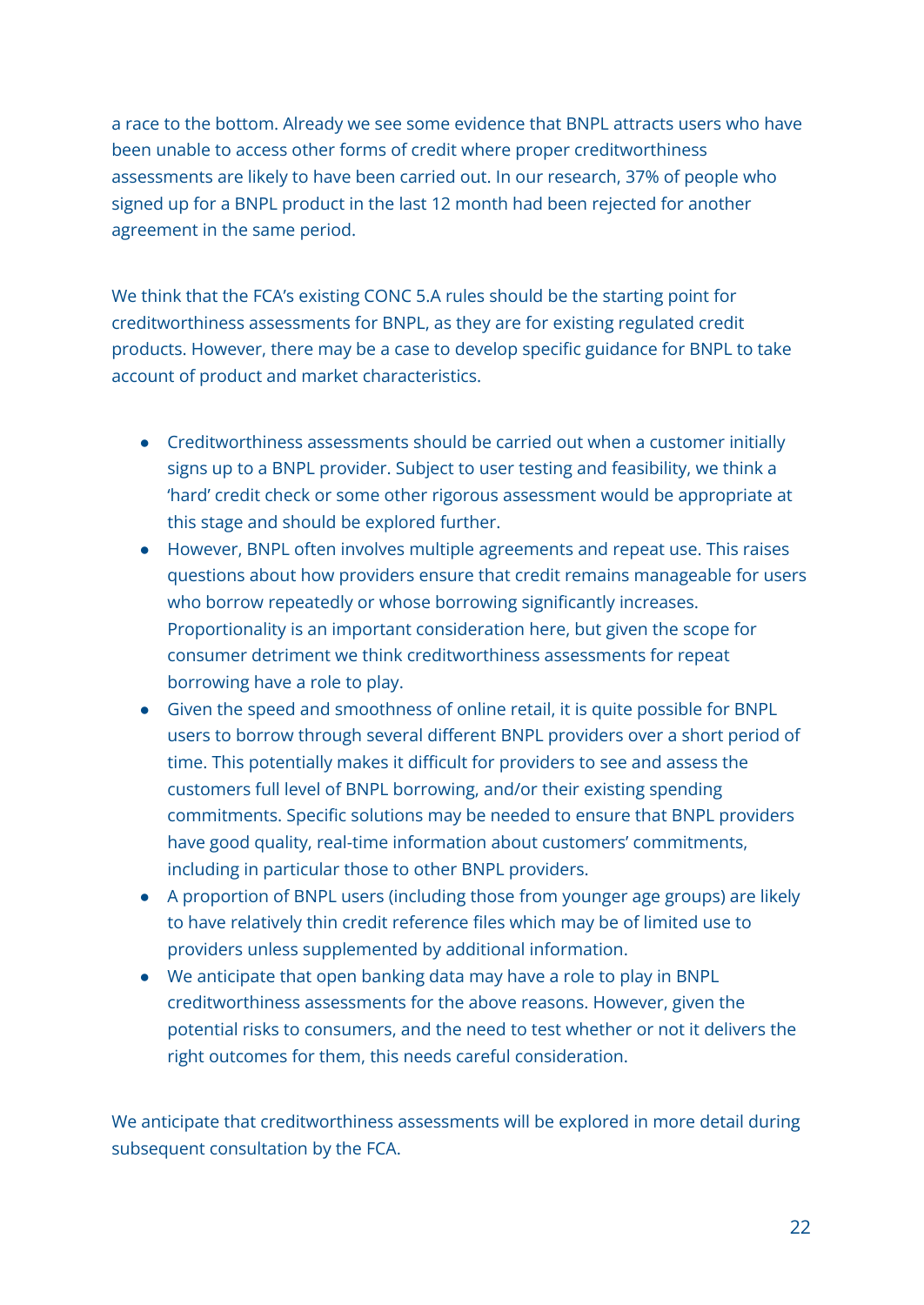a race to the bottom. Already we see some evidence that BNPL attracts users who have been unable to access other forms of credit where proper creditworthiness assessments are likely to have been carried out. In our research, 37% of people who signed up for a BNPL product in the last 12 month had been rejected for another agreement in the same period.

We think that the FCA's existing CONC 5.A rules should be the starting point for creditworthiness assessments for BNPL, as they are for existing regulated credit products. However, there may be a case to develop specific guidance for BNPL to take account of product and market characteristics.

- Creditworthiness assessments should be carried out when a customer initially signs up to a BNPL provider. Subject to user testing and feasibility, we think a 'hard' credit check or some other rigorous assessment would be appropriate at this stage and should be explored further.
- However, BNPL often involves multiple agreements and repeat use. This raises questions about how providers ensure that credit remains manageable for users who borrow repeatedly or whose borrowing significantly increases. Proportionality is an important consideration here, but given the scope for consumer detriment we think creditworthiness assessments for repeat borrowing have a role to play.
- Given the speed and smoothness of online retail, it is quite possible for BNPL users to borrow through several different BNPL providers over a short period of time. This potentially makes it difficult for providers to see and assess the customers full level of BNPL borrowing, and/or their existing spending commitments. Specific solutions may be needed to ensure that BNPL providers have good quality, real-time information about customers' commitments, including in particular those to other BNPL providers.
- A proportion of BNPL users (including those from younger age groups) are likely to have relatively thin credit reference files which may be of limited use to providers unless supplemented by additional information.
- We anticipate that open banking data may have a role to play in BNPL creditworthiness assessments for the above reasons. However, given the potential risks to consumers, and the need to test whether or not it delivers the right outcomes for them, this needs careful consideration.

We anticipate that creditworthiness assessments will be explored in more detail during subsequent consultation by the FCA.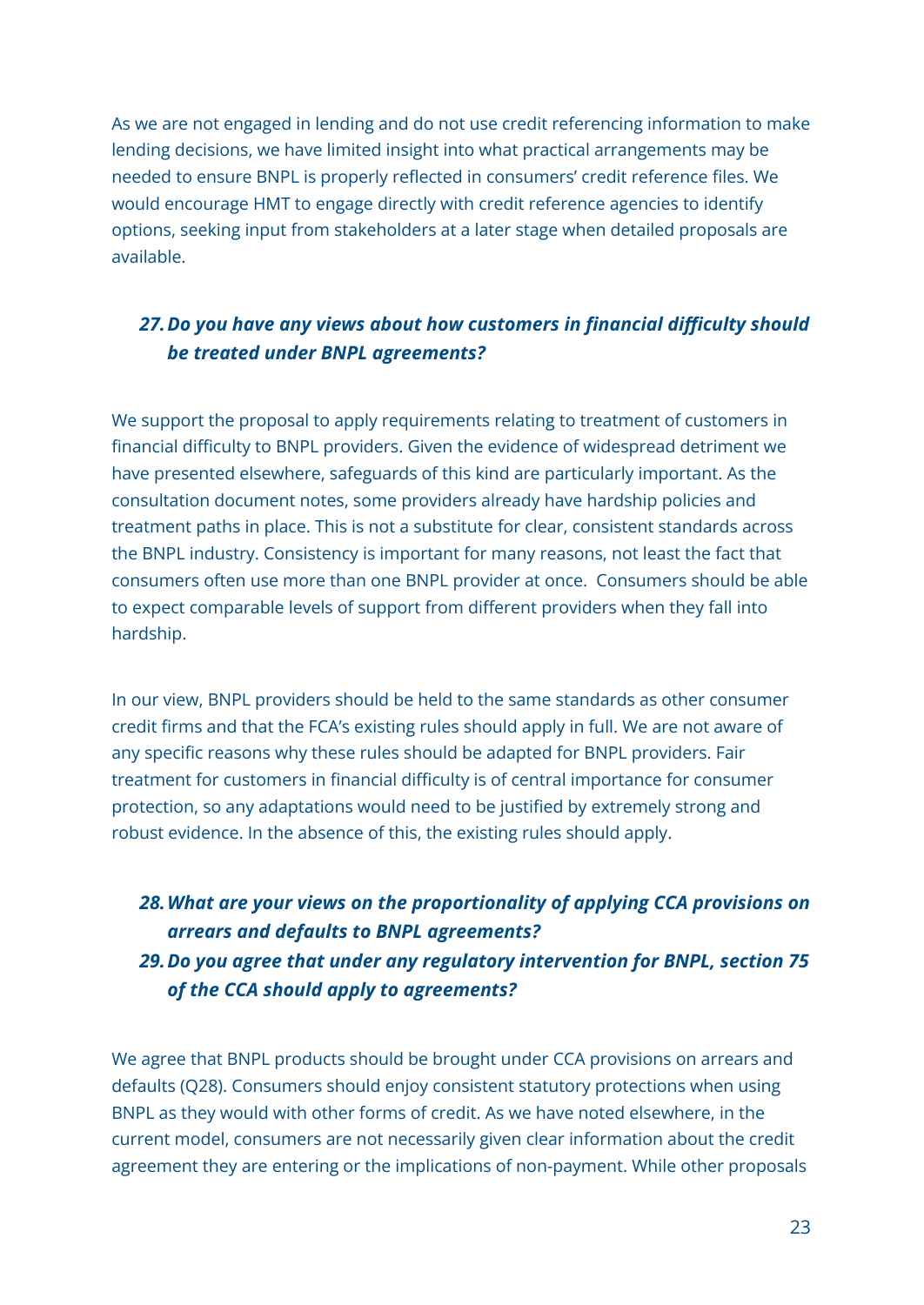As we are not engaged in lending and do not use credit referencing information to make lending decisions, we have limited insight into what practical arrangements may be needed to ensure BNPL is properly reflected in consumers' credit reference files. We would encourage HMT to engage directly with credit reference agencies to identify options, seeking input from stakeholders at a later stage when detailed proposals are available.

### *27. Do you have any views about how customers in financial difficulty should be treated under BNPL agreements?*

We support the proposal to apply requirements relating to treatment of customers in financial difficulty to BNPL providers. Given the evidence of widespread detriment we have presented elsewhere, safeguards of this kind are particularly important. As the consultation document notes, some providers already have hardship policies and treatment paths in place. This is not a substitute for clear, consistent standards across the BNPL industry. Consistency is important for many reasons, not least the fact that consumers often use more than one BNPL provider at once. Consumers should be able to expect comparable levels of support from different providers when they fall into hardship.

In our view, BNPL providers should be held to the same standards as other consumer credit firms and that the FCA's existing rules should apply in full. We are not aware of any specific reasons why these rules should be adapted for BNPL providers. Fair treatment for customers in financial difficulty is of central importance for consumer protection, so any adaptations would need to be justified by extremely strong and robust evidence. In the absence of this, the existing rules should apply.

### *28. What are your views on the proportionality of applying CCA provisions on arrears and defaults to BNPL agreements?*

### *29. Do you agree that under any regulatory intervention for BNPL, section 75 of the CCA should apply to agreements?*

We agree that BNPL products should be brought under CCA provisions on arrears and defaults (Q28). Consumers should enjoy consistent statutory protections when using BNPL as they would with other forms of credit. As we have noted elsewhere, in the current model, consumers are not necessarily given clear information about the credit agreement they are entering or the implications of non-payment. While other proposals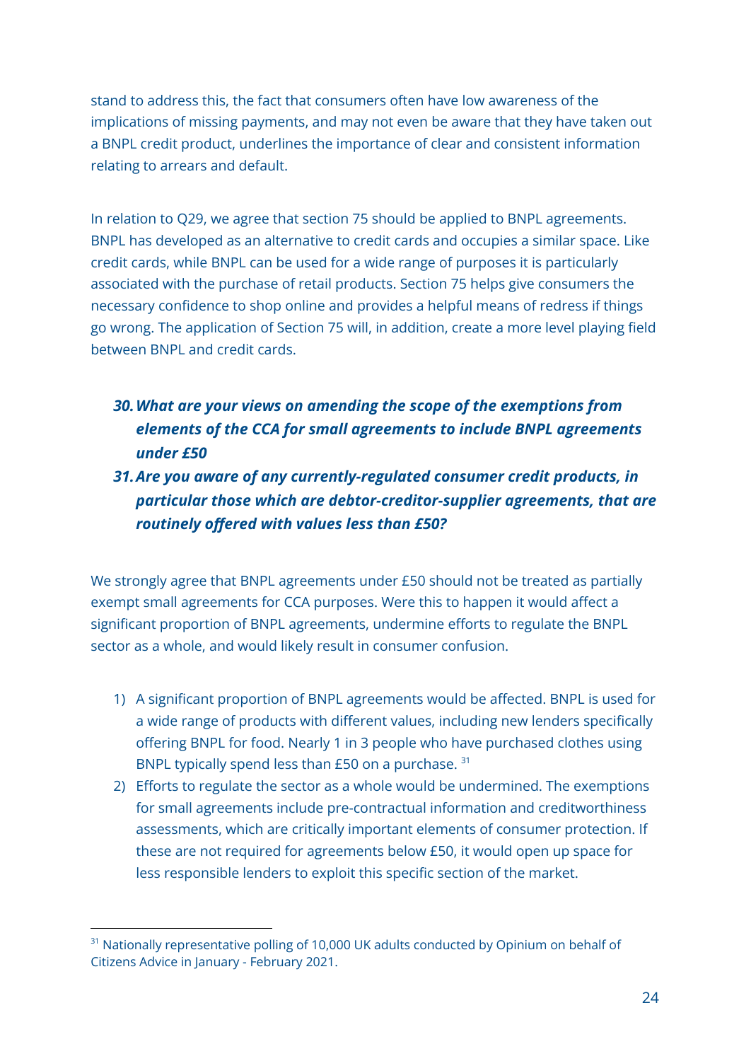stand to address this, the fact that consumers often have low awareness of the implications of missing payments, and may not even be aware that they have taken out a BNPL credit product, underlines the importance of clear and consistent information relating to arrears and default.

In relation to Q29, we agree that section 75 should be applied to BNPL agreements. BNPL has developed as an alternative to credit cards and occupies a similar space. Like credit cards, while BNPL can be used for a wide range of purposes it is particularly associated with the purchase of retail products. Section 75 helps give consumers the necessary confidence to shop online and provides a helpful means of redress if things go wrong. The application of Section 75 will, in addition, create a more level playing field between BNPL and credit cards.

30. ***What are your views on amending the scope of the exemptions from elements of the CCA for small agreements to include BNPL agreements under £50***
31. ***Are you aware of any currently-regulated consumer credit products, in particular those which are debtor-creditor-supplier agreements, that are routinely offered with values less than £50?***

We strongly agree that BNPL agreements under £50 should not be treated as partially exempt small agreements for CCA purposes. Were this to happen it would affect a significant proportion of BNPL agreements, undermine efforts to regulate the BNPL sector as a whole, and would likely result in consumer confusion.

1) A significant proportion of BNPL agreements would be affected. BNPL is used for a wide range of products with different values, including new lenders specifically offering BNPL for food. Nearly 1 in 3 people who have purchased clothes using BNPL typically spend less than £50 on a purchase. [31]
2) Efforts to regulate the sector as a whole would be undermined. The exemptions for small agreements include pre-contractual information and creditworthiness assessments, which are critically important elements of consumer protection. If these are not required for agreements below £50, it would open up space for less responsible lenders to exploit this specific section of the market.

[31] Nationally representative polling of 10,000 UK adults conducted by Opinium on behalf of Citizens Advice in January - February 2021.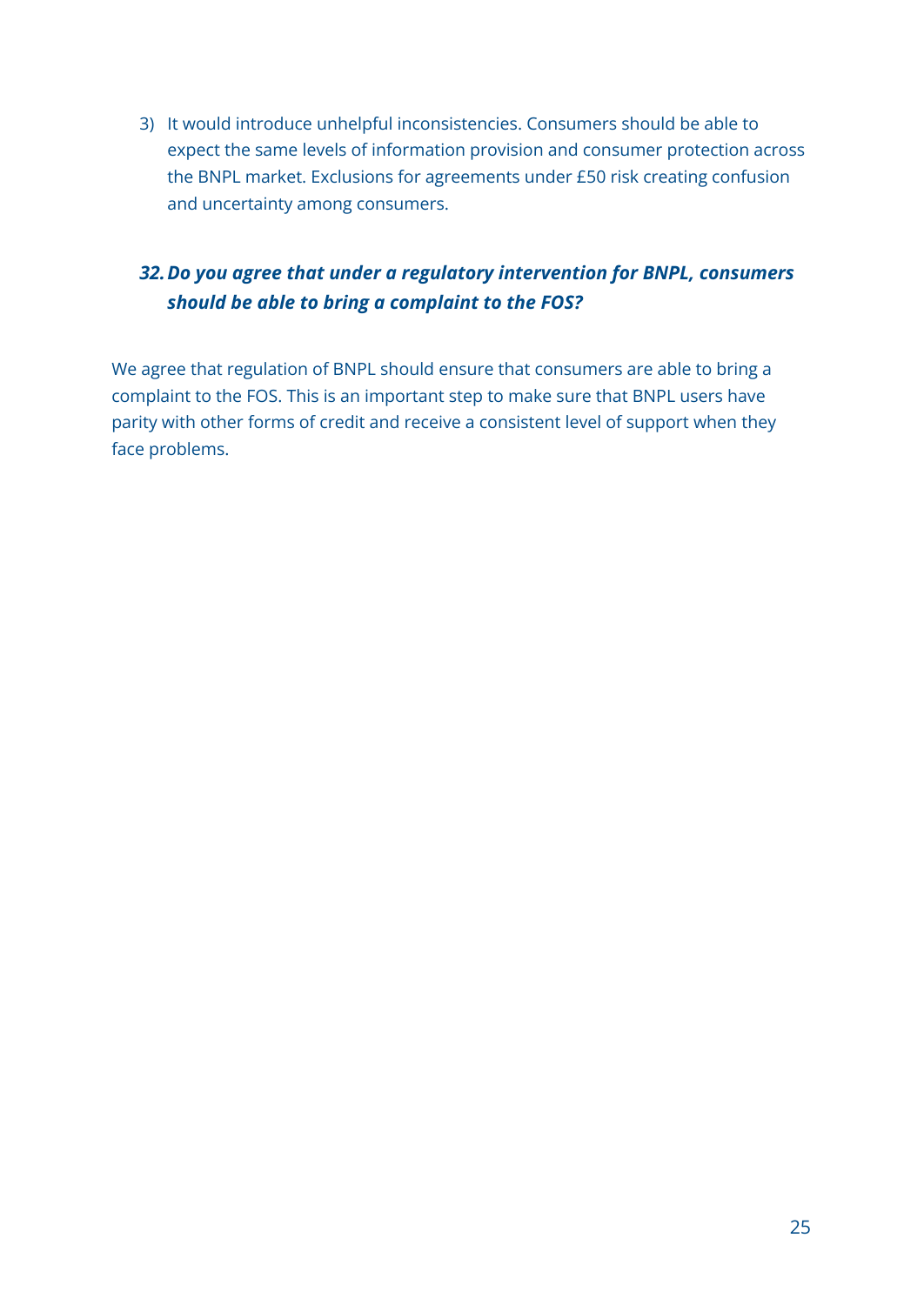3) It would introduce unhelpful inconsistencies. Consumers should be able to expect the same levels of information provision and consumer protection across the BNPL market. Exclusions for agreements under £50 risk creating confusion and uncertainty among consumers.

### *32. Do you agree that under a regulatory intervention for BNPL, consumers should be able to bring a complaint to the FOS?*

We agree that regulation of BNPL should ensure that consumers are able to bring a complaint to the FOS. This is an important step to make sure that BNPL users have parity with other forms of credit and receive a consistent level of support when they face problems.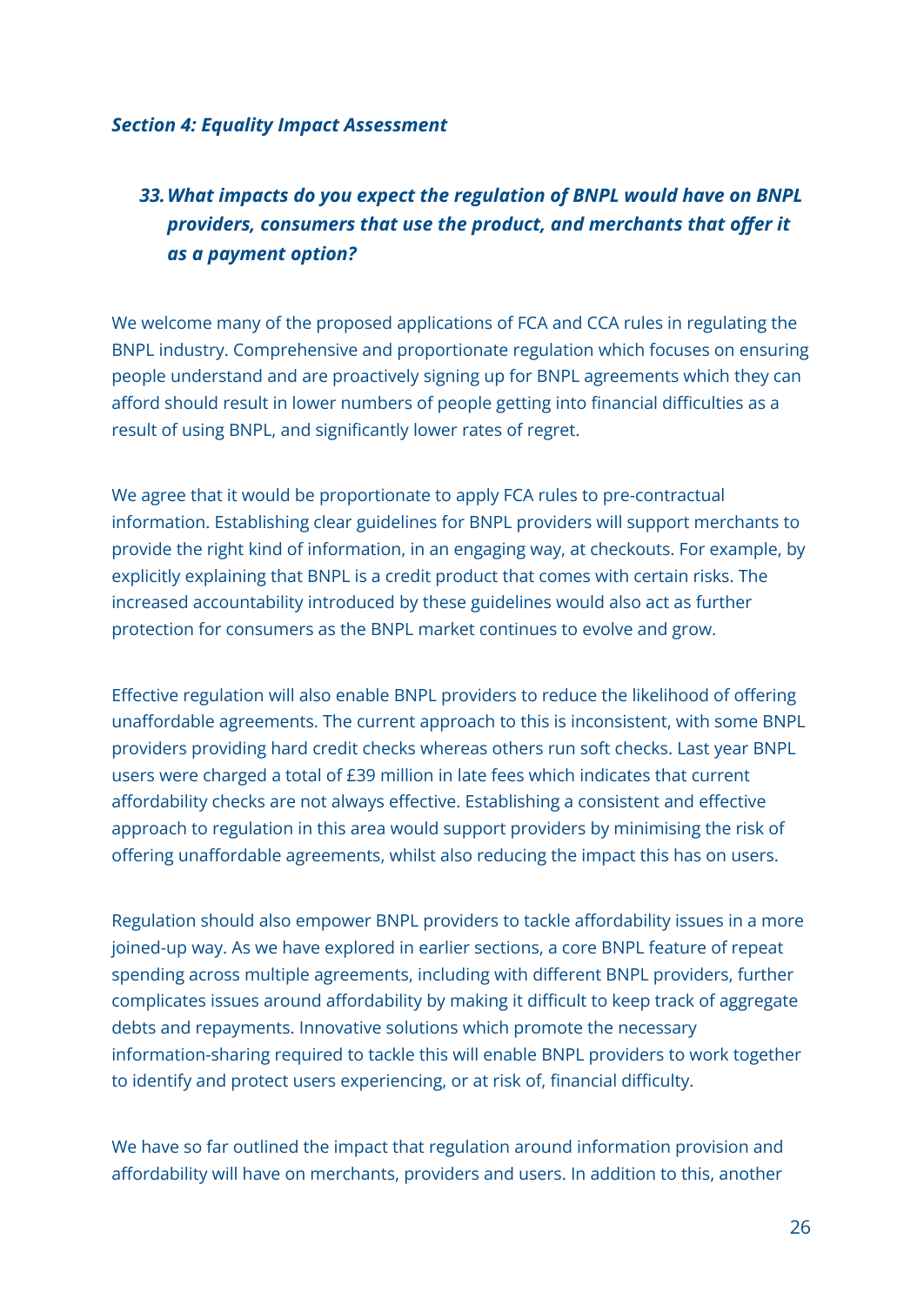### *Section 4: Equality Impact Assessment*

#### *33. What impacts do you expect the regulation of BNPL would have on BNPL providers, consumers that use the product, and merchants that offer it as a payment option?*

We welcome many of the proposed applications of FCA and CCA rules in regulating the BNPL industry. Comprehensive and proportionate regulation which focuses on ensuring people understand and are proactively signing up for BNPL agreements which they can afford should result in lower numbers of people getting into financial difficulties as a result of using BNPL, and significantly lower rates of regret.

We agree that it would be proportionate to apply FCA rules to pre-contractual information. Establishing clear guidelines for BNPL providers will support merchants to provide the right kind of information, in an engaging way, at checkouts. For example, by explicitly explaining that BNPL is a credit product that comes with certain risks. The increased accountability introduced by these guidelines would also act as further protection for consumers as the BNPL market continues to evolve and grow.

Effective regulation will also enable BNPL providers to reduce the likelihood of offering unaffordable agreements. The current approach to this is inconsistent, with some BNPL providers providing hard credit checks whereas others run soft checks. Last year BNPL users were charged a total of £39 million in late fees which indicates that current affordability checks are not always effective. Establishing a consistent and effective approach to regulation in this area would support providers by minimising the risk of offering unaffordable agreements, whilst also reducing the impact this has on users.

Regulation should also empower BNPL providers to tackle affordability issues in a more joined-up way. As we have explored in earlier sections, a core BNPL feature of repeat spending across multiple agreements, including with different BNPL providers, further complicates issues around affordability by making it difficult to keep track of aggregate debts and repayments. Innovative solutions which promote the necessary information-sharing required to tackle this will enable BNPL providers to work together to identify and protect users experiencing, or at risk of, financial difficulty.

We have so far outlined the impact that regulation around information provision and affordability will have on merchants, providers and users. In addition to this, another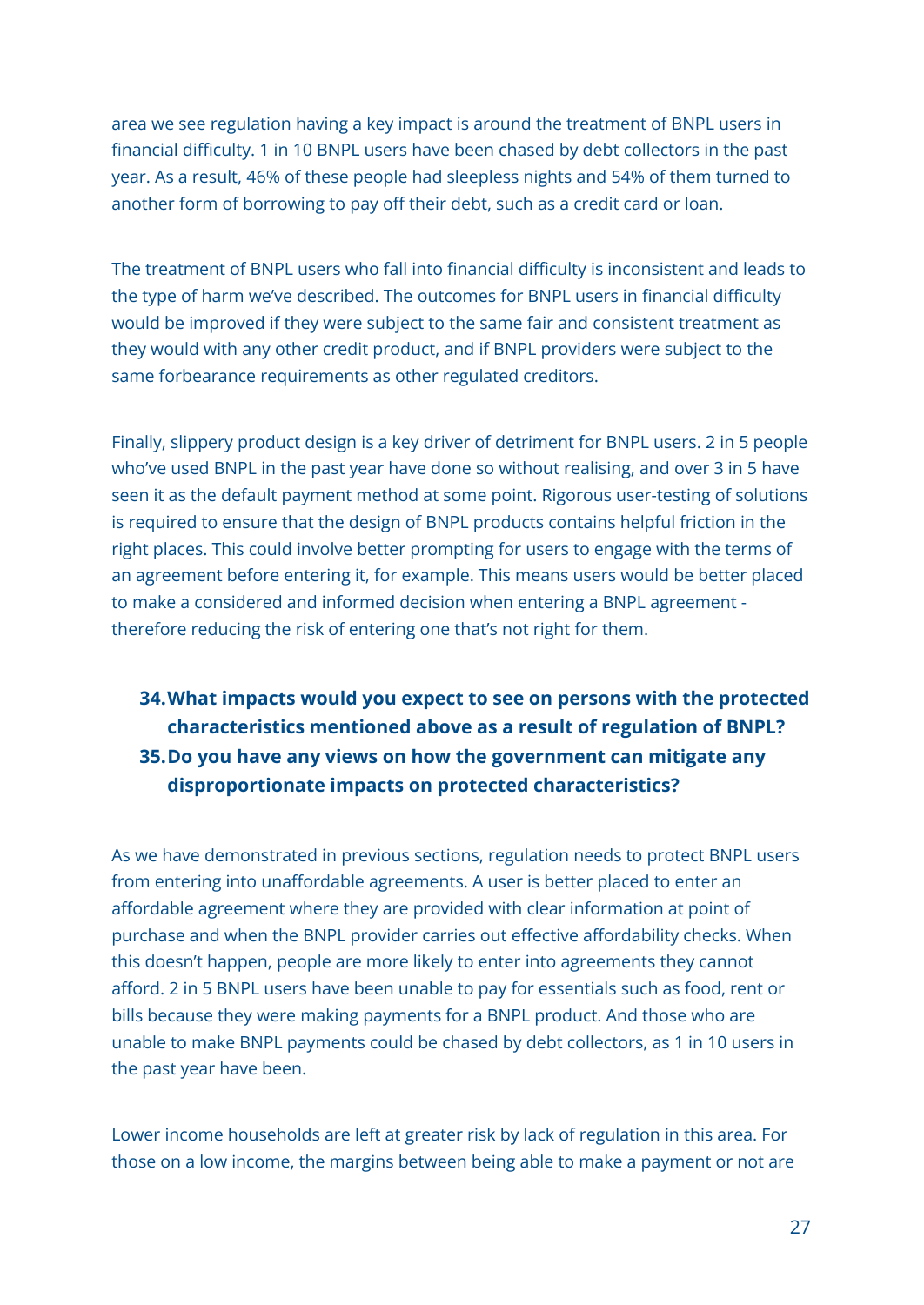area we see regulation having a key impact is around the treatment of BNPL users in financial difficulty. 1 in 10 BNPL users have been chased by debt collectors in the past year. As a result, 46% of these people had sleepless nights and 54% of them turned to another form of borrowing to pay off their debt, such as a credit card or loan.

The treatment of BNPL users who fall into financial difficulty is inconsistent and leads to the type of harm we've described. The outcomes for BNPL users in financial difficulty would be improved if they were subject to the same fair and consistent treatment as they would with any other credit product, and if BNPL providers were subject to the same forbearance requirements as other regulated creditors.

Finally, slippery product design is a key driver of detriment for BNPL users. 2 in 5 people who've used BNPL in the past year have done so without realising, and over 3 in 5 have seen it as the default payment method at some point. Rigorous user-testing of solutions is required to ensure that the design of BNPL products contains helpful friction in the right places. This could involve better prompting for users to engage with the terms of an agreement before entering it, for example. This means users would be better placed to make a considered and informed decision when entering a BNPL agreement - therefore reducing the risk of entering one that's not right for them.

### 34. What impacts would you expect to see on persons with the protected characteristics mentioned above as a result of regulation of BNPL?
### 35. Do you have any views on how the government can mitigate any disproportionate impacts on protected characteristics?

As we have demonstrated in previous sections, regulation needs to protect BNPL users from entering into unaffordable agreements. A user is better placed to enter an affordable agreement where they are provided with clear information at point of purchase and when the BNPL provider carries out effective affordability checks. When this doesn't happen, people are more likely to enter into agreements they cannot afford. 2 in 5 BNPL users have been unable to pay for essentials such as food, rent or bills because they were making payments for a BNPL product. And those who are unable to make BNPL payments could be chased by debt collectors, as 1 in 10 users in the past year have been.

Lower income households are left at greater risk by lack of regulation in this area. For those on a low income, the margins between being able to make a payment or not are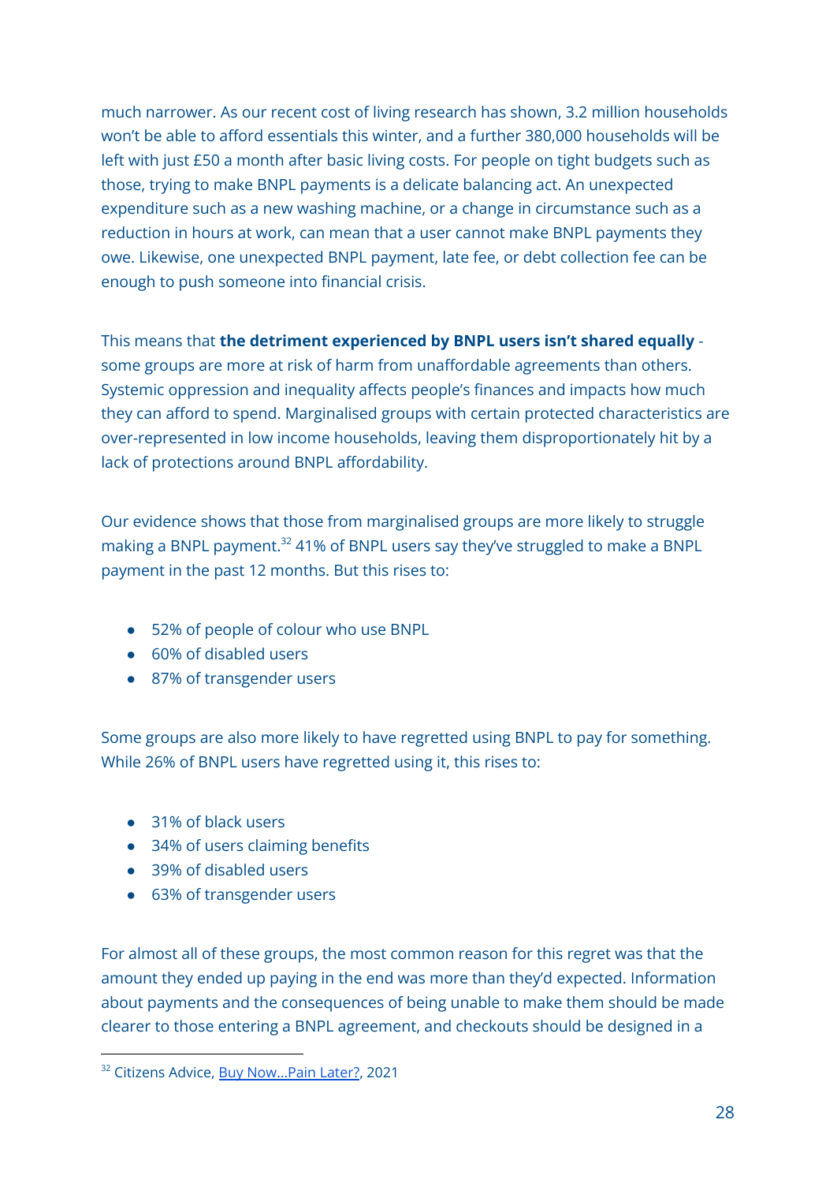much narrower. As our recent cost of living research has shown, 3.2 million households won't be able to afford essentials this winter, and a further 380,000 households will be left with just £50 a month after basic living costs. For people on tight budgets such as those, trying to make BNPL payments is a delicate balancing act. An unexpected expenditure such as a new washing machine, or a change in circumstance such as a reduction in hours at work, can mean that a user cannot make BNPL payments they owe. Likewise, one unexpected BNPL payment, late fee, or debt collection fee can be enough to push someone into financial crisis.

This means that **the detriment experienced by BNPL users isn't shared equally** - some groups are more at risk of harm from unaffordable agreements than others. Systemic oppression and inequality affects people's finances and impacts how much they can afford to spend. Marginalised groups with certain protected characteristics are over-represented in low income households, leaving them disproportionately hit by a lack of protections around BNPL affordability.

Our evidence shows that those from marginalised groups are more likely to struggle making a BNPL payment.[32] 41% of BNPL users say they've struggled to make a BNPL payment in the past 12 months. But this rises to:

- 52% of people of colour who use BNPL
- 60% of disabled users
- 87% of transgender users

Some groups are also more likely to have regretted using BNPL to pay for something. While 26% of BNPL users have regretted using it, this rises to:

- 31% of black users
- 34% of users claiming benefits
- 39% of disabled users
- 63% of transgender users

For almost all of these groups, the most common reason for this regret was that the amount they ended up paying in the end was more than they'd expected. Information about payments and the consequences of being unable to make them should be made clearer to those entering a BNPL agreement, and checkouts should be designed in a

[32] Citizens Advice, Buy Now...Pain Later?, 2021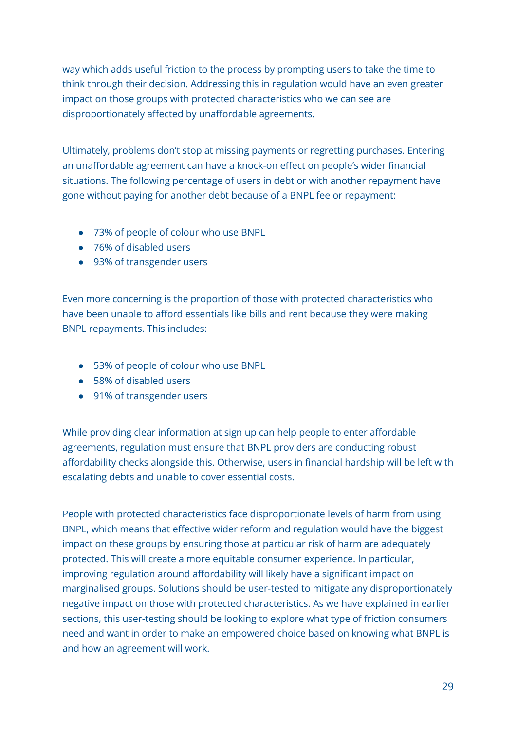way which adds useful friction to the process by prompting users to take the time to think through their decision. Addressing this in regulation would have an even greater impact on those groups with protected characteristics who we can see are disproportionately affected by unaffordable agreements.

Ultimately, problems don't stop at missing payments or regretting purchases. Entering an unaffordable agreement can have a knock-on effect on people's wider financial situations. The following percentage of users in debt or with another repayment have gone without paying for another debt because of a BNPL fee or repayment:

- 73% of people of colour who use BNPL
- 76% of disabled users
- 93% of transgender users

Even more concerning is the proportion of those with protected characteristics who have been unable to afford essentials like bills and rent because they were making BNPL repayments. This includes:

- 53% of people of colour who use BNPL
- 58% of disabled users
- 91% of transgender users

While providing clear information at sign up can help people to enter affordable agreements, regulation must ensure that BNPL providers are conducting robust affordability checks alongside this. Otherwise, users in financial hardship will be left with escalating debts and unable to cover essential costs.

People with protected characteristics face disproportionate levels of harm from using BNPL, which means that effective wider reform and regulation would have the biggest impact on these groups by ensuring those at particular risk of harm are adequately protected. This will create a more equitable consumer experience. In particular, improving regulation around affordability will likely have a significant impact on marginalised groups. Solutions should be user-tested to mitigate any disproportionately negative impact on those with protected characteristics. As we have explained in earlier sections, this user-testing should be looking to explore what type of friction consumers need and want in order to make an empowered choice based on knowing what BNPL is and how an agreement will work.